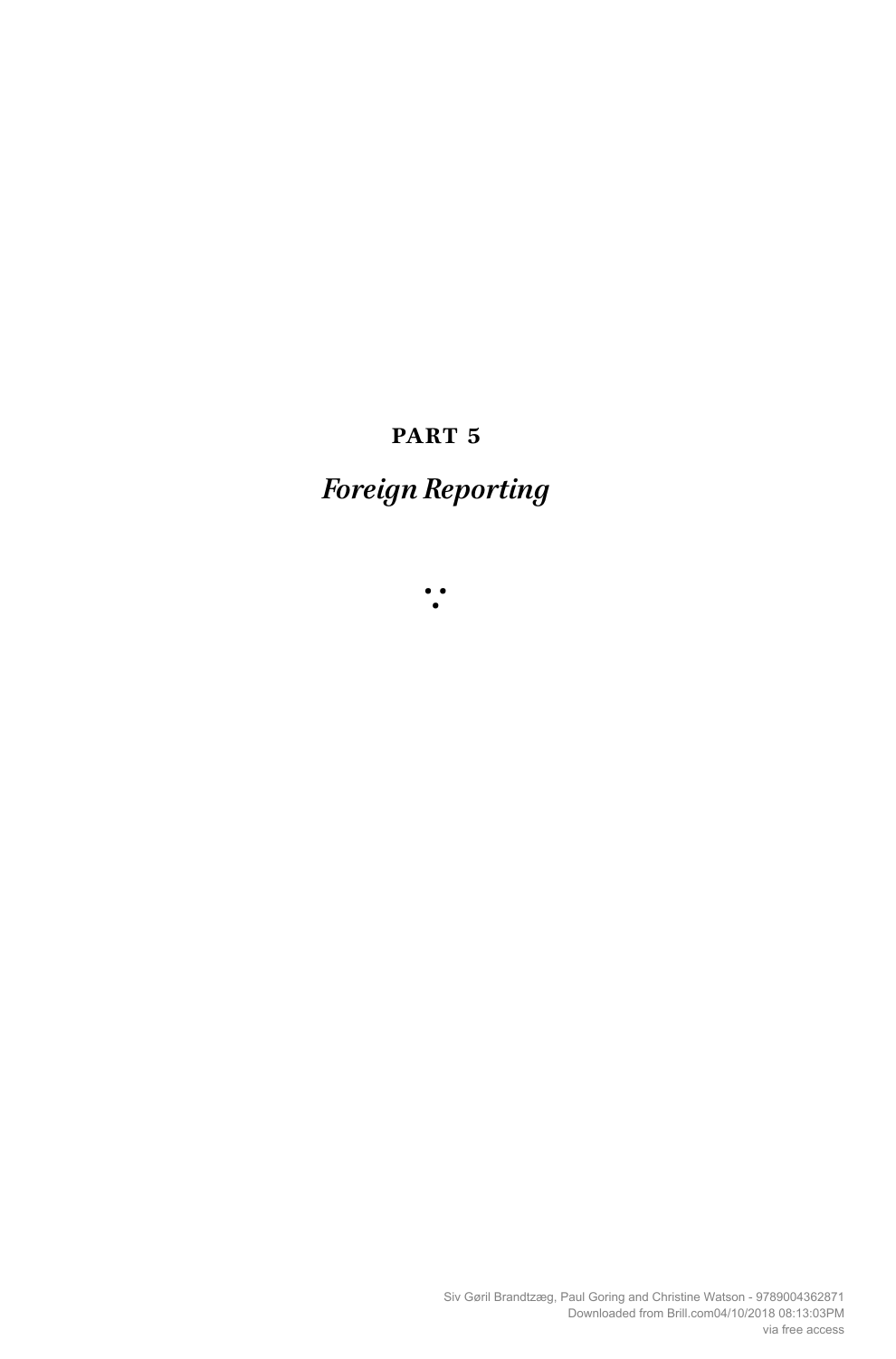# PART 5

## *Foreign Reporting*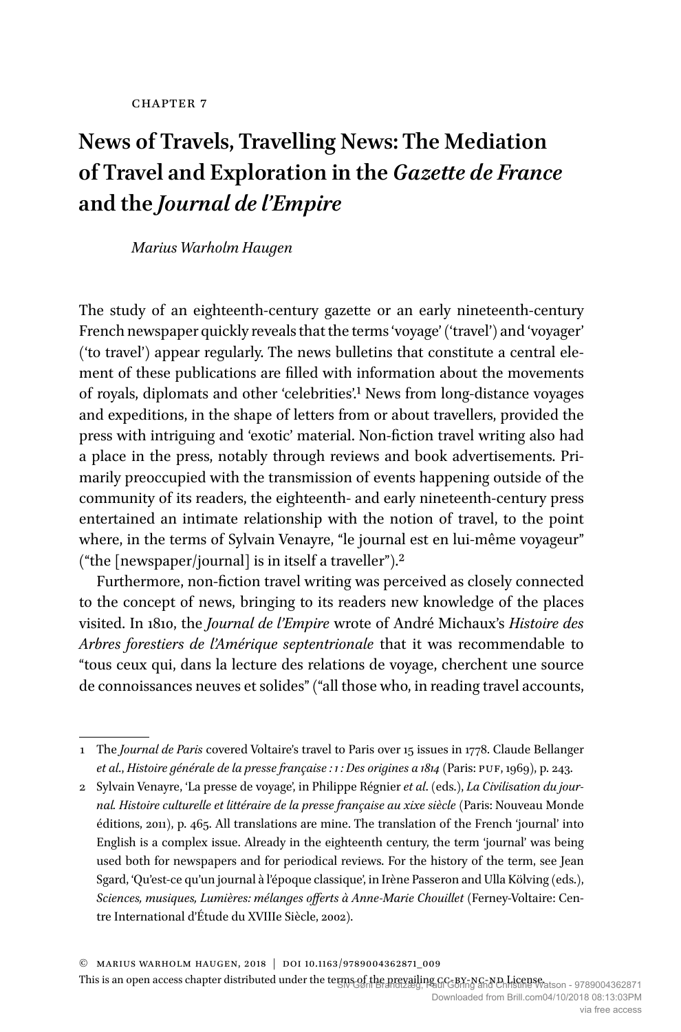Chapter 7

# News of Travels, Travelling News: The Mediation of Travel and Exploration in the *Gazette de France* and the *Journal de l'Empire*

*Marius Warholm Haugen*

The study of an eighteenth-century gazette or an early nineteenth-century French newspaper quickly reveals that the terms 'voyage' ('travel') and 'voyager' ('to travel') appear regularly. The news bulletins that constitute a central element of these publications are filled with information about the movements of royals, diplomats and other 'celebrities'.[1] News from long-distance voyages and expeditions, in the shape of letters from or about travellers, provided the press with intriguing and 'exotic' material. Non-fiction travel writing also had a place in the press, notably through reviews and book advertisements. Primarily preoccupied with the transmission of events happening outside of the community of its readers, the eighteenth- and early nineteenth-century press entertained an intimate relationship with the notion of travel, to the point where, in the terms of Sylvain Venayre, "le journal est en lui-même voyageur" ("the [newspaper/journal] is in itself a traveller").[2]

Furthermore, non-fiction travel writing was perceived as closely connected to the concept of news, bringing to its readers new knowledge of the places visited. In 1810, the *Journal de l'Empire* wrote of André Michaux's *Histoire des Arbres forestiers de l'Amérique septentrionale* that it was recommendable to "tous ceux qui, dans la lecture des relations de voyage, cherchent une source de connoissances neuves et solides" ("all those who, in reading travel accounts,

---

1 The *Journal de Paris* covered Voltaire's travel to Paris over 15 issues in 1778. Claude Bellanger *et al.*, *Histoire générale de la presse française : 1 : Des origines a 1814* (Paris: PUF, 1969), p. 243.

2 Sylvain Venayre, 'La presse de voyage', in Philippe Régnier *et al.* (eds.), *La Civilisation du journal. Histoire culturelle et littéraire de la presse française au xixe siècle* (Paris: Nouveau Monde éditions, 2011), p. 465. All translations are mine. The translation of the French 'journal' into English is a complex issue. Already in the eighteenth century, the term 'journal' was being used both for newspapers and for periodical reviews. For the history of the term, see Jean Sgard, 'Qu'est-ce qu'un journal à l'époque classique', in Irène Passeron and Ulla Kölving (eds.), *Sciences, musiques, Lumières: mélanges offerts à Anne-Marie Chouillet* (Ferney-Voltaire: Centre International d'Étude du XVIIIe Siècle, 2002).

© Marius Warholm Haugen, 2018 | DOI 10.1163/9789004362871_009

This is an open access chapter distributed under the terms of the prevailing CC-BY-NC-ND License.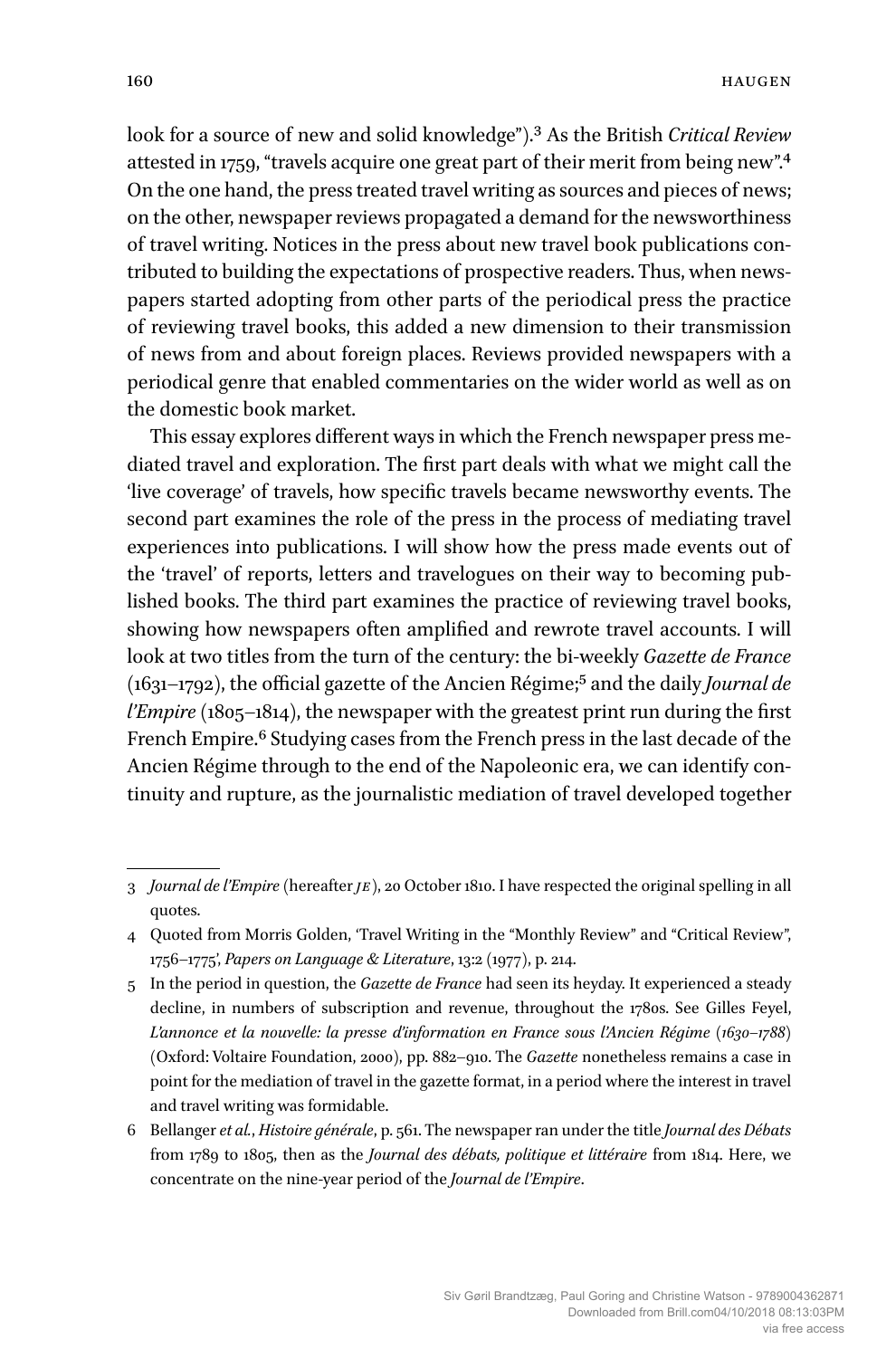look for a source of new and solid knowledge").[3] As the British *Critical Review* attested in 1759, "travels acquire one great part of their merit from being new".[4] On the one hand, the press treated travel writing as sources and pieces of news; on the other, newspaper reviews propagated a demand for the newsworthiness of travel writing. Notices in the press about new travel book publications contributed to building the expectations of prospective readers. Thus, when newspapers started adopting from other parts of the periodical press the practice of reviewing travel books, this added a new dimension to their transmission of news from and about foreign places. Reviews provided newspapers with a periodical genre that enabled commentaries on the wider world as well as on the domestic book market.

This essay explores different ways in which the French newspaper press mediated travel and exploration. The first part deals with what we might call the 'live coverage' of travels, how specific travels became newsworthy events. The second part examines the role of the press in the process of mediating travel experiences into publications. I will show how the press made events out of the 'travel' of reports, letters and travelogues on their way to becoming published books. The third part examines the practice of reviewing travel books, showing how newspapers often amplified and rewrote travel accounts. I will look at two titles from the turn of the century: the bi-weekly *Gazette de France* (1631–1792), the official gazette of the Ancien Régime;[5] and the daily *Journal de l'Empire* (1805–1814), the newspaper with the greatest print run during the first French Empire.[6] Studying cases from the French press in the last decade of the Ancien Régime through to the end of the Napoleonic era, we can identify continuity and rupture, as the journalistic mediation of travel developed together

---

3 *Journal de l'Empire* (hereafter *JE*), 20 October 1810. I have respected the original spelling in all quotes.

4 Quoted from Morris Golden, 'Travel Writing in the "Monthly Review" and "Critical Review", 1756–1775', *Papers on Language & Literature*, 13:2 (1977), p. 214.

5 In the period in question, the *Gazette de France* had seen its heyday. It experienced a steady decline, in numbers of subscription and revenue, throughout the 1780s. See Gilles Feyel, *L'annonce et la nouvelle: la presse d'information en France sous l'Ancien Régime (1630–1788)* (Oxford: Voltaire Foundation, 2000), pp. 882–910. The *Gazette* nonetheless remains a case in point for the mediation of travel in the gazette format, in a period where the interest in travel and travel writing was formidable.

6 Bellanger *et al.*, *Histoire générale*, p. 561. The newspaper ran under the title *Journal des Débats* from 1789 to 1805, then as the *Journal des débats, politique et littéraire* from 1814. Here, we concentrate on the nine-year period of the *Journal de l'Empire*.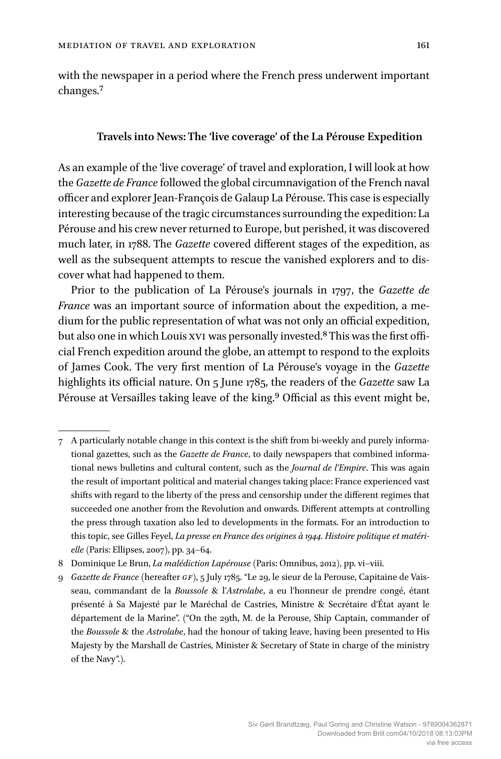with the newspaper in a period where the French press underwent important changes.[7]

### Travels into News: The 'live coverage' of the La Pérouse Expedition

As an example of the 'live coverage' of travel and exploration, I will look at how the *Gazette de France* followed the global circumnavigation of the French naval officer and explorer Jean-François de Galaup La Pérouse. This case is especially interesting because of the tragic circumstances surrounding the expedition: La Pérouse and his crew never returned to Europe, but perished, it was discovered much later, in 1788. The *Gazette* covered different stages of the expedition, as well as the subsequent attempts to rescue the vanished explorers and to discover what had happened to them.

Prior to the publication of La Pérouse's journals in 1797, the *Gazette de France* was an important source of information about the expedition, a medium for the public representation of what was not only an official expedition, but also one in which Louis XVI was personally invested.[8] This was the first official French expedition around the globe, an attempt to respond to the exploits of James Cook. The very first mention of La Pérouse's voyage in the *Gazette* highlights its official nature. On 5 June 1785, the readers of the *Gazette* saw La Pérouse at Versailles taking leave of the king.[9] Official as this event might be,

---

7 A particularly notable change in this context is the shift from bi-weekly and purely informational gazettes, such as the *Gazette de France*, to daily newspapers that combined informational news bulletins and cultural content, such as the *Journal de l'Empire*. This was again the result of important political and material changes taking place: France experienced vast shifts with regard to the liberty of the press and censorship under the different regimes that succeeded one another from the Revolution and onwards. Different attempts at controlling the press through taxation also led to developments in the formats. For an introduction to this topic, see Gilles Feyel, *La presse en France des origines à 1944. Histoire politique et matérielle* (Paris: Ellipses, 2007), pp. 34–64.

8 Dominique Le Brun, *La malédiction Lapérouse* (Paris: Omnibus, 2012), pp. vi–viii.

9 *Gazette de France* (hereafter *GF*), 5 July 1785. "Le 29, le sieur de la Perouse, Capitaine de Vaisseau, commandant de la *Boussole* & l'*Astrolabe*, a eu l'honneur de prendre congé, étant présenté à Sa Majesté par le Maréchal de Castries, Ministre & Secrétaire d'État ayant le département de la Marine". ("On the 29th, M. de la Perouse, Ship Captain, commander of the *Boussole* & the *Astrolabe*, had the honour of taking leave, having been presented to His Majesty by the Marshall de Castries, Minister & Secretary of State in charge of the ministry of the Navy".).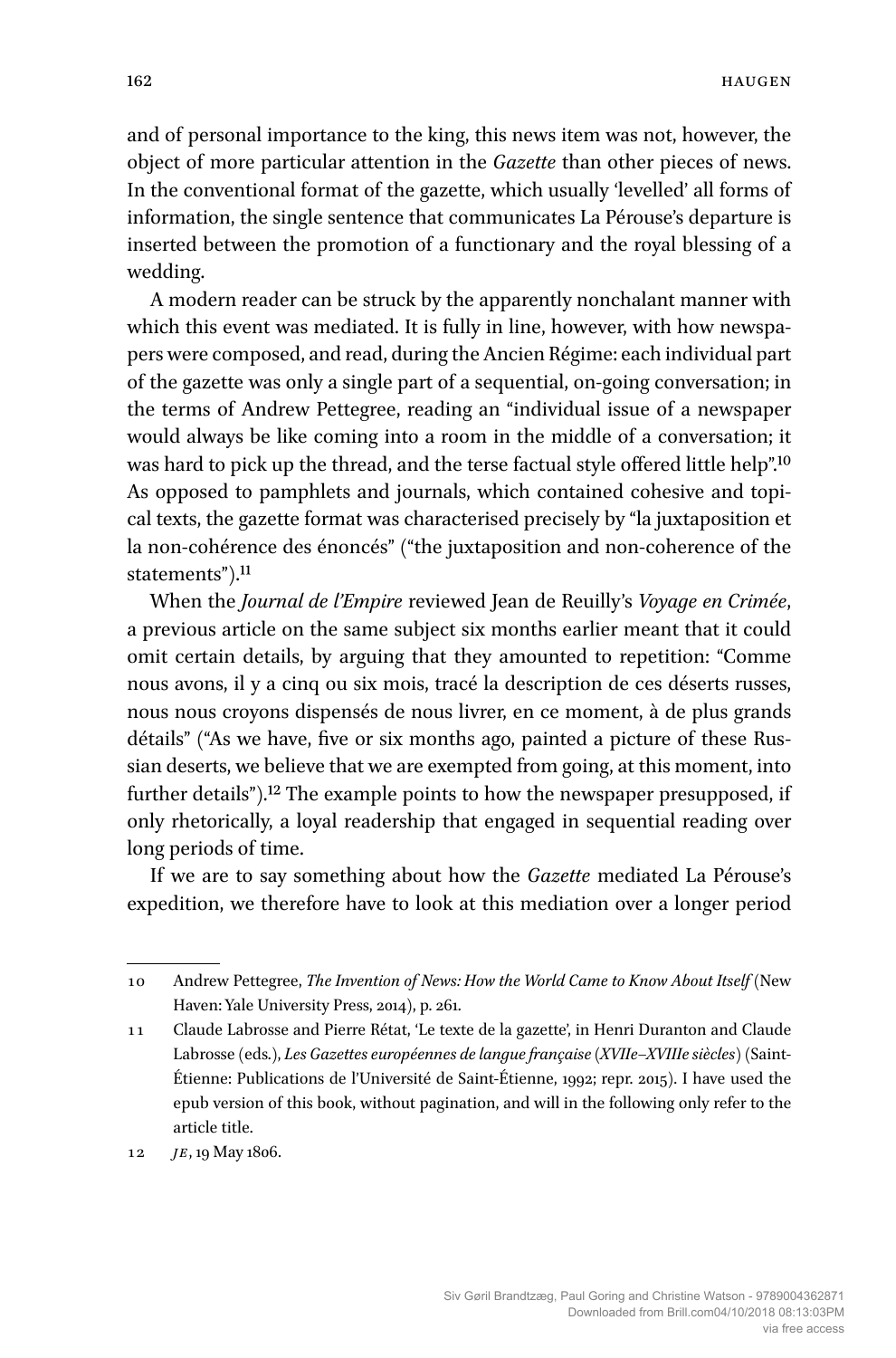and of personal importance to the king, this news item was not, however, the object of more particular attention in the *Gazette* than other pieces of news. In the conventional format of the gazette, which usually 'levelled' all forms of information, the single sentence that communicates La Pérouse's departure is inserted between the promotion of a functionary and the royal blessing of a wedding.

A modern reader can be struck by the apparently nonchalant manner with which this event was mediated. It is fully in line, however, with how newspapers were composed, and read, during the Ancien Régime: each individual part of the gazette was only a single part of a sequential, on-going conversation; in the terms of Andrew Pettegree, reading an "individual issue of a newspaper would always be like coming into a room in the middle of a conversation; it was hard to pick up the thread, and the terse factual style offered little help".[10] As opposed to pamphlets and journals, which contained cohesive and topical texts, the gazette format was characterised precisely by "la juxtaposition et la non-cohérence des énoncés" ("the juxtaposition and non-coherence of the statements").[11]

When the *Journal de l'Empire* reviewed Jean de Reuilly's *Voyage en Crimée*, a previous article on the same subject six months earlier meant that it could omit certain details, by arguing that they amounted to repetition: "Comme nous avons, il y a cinq ou six mois, tracé la description de ces déserts russes, nous nous croyons dispensés de nous livrer, en ce moment, à de plus grands détails" ("As we have, five or six months ago, painted a picture of these Russian deserts, we believe that we are exempted from going, at this moment, into further details").[12] The example points to how the newspaper presupposed, if only rhetorically, a loyal readership that engaged in sequential reading over long periods of time.

If we are to say something about how the *Gazette* mediated La Pérouse's expedition, we therefore have to look at this mediation over a longer period

10 Andrew Pettegree, *The Invention of News: How the World Came to Know About Itself* (New Haven: Yale University Press, 2014), p. 261.

11 Claude Labrosse and Pierre Rétat, 'Le texte de la gazette', in Henri Duranton and Claude Labrosse (eds.), *Les Gazettes européennes de langue française (XVIIe–XVIIIe siècles)* (Saint-Étienne: Publications de l'Université de Saint-Étienne, 1992; repr. 2015). I have used the epub version of this book, without pagination, and will in the following only refer to the article title.

12 *JE*, 19 May 1806.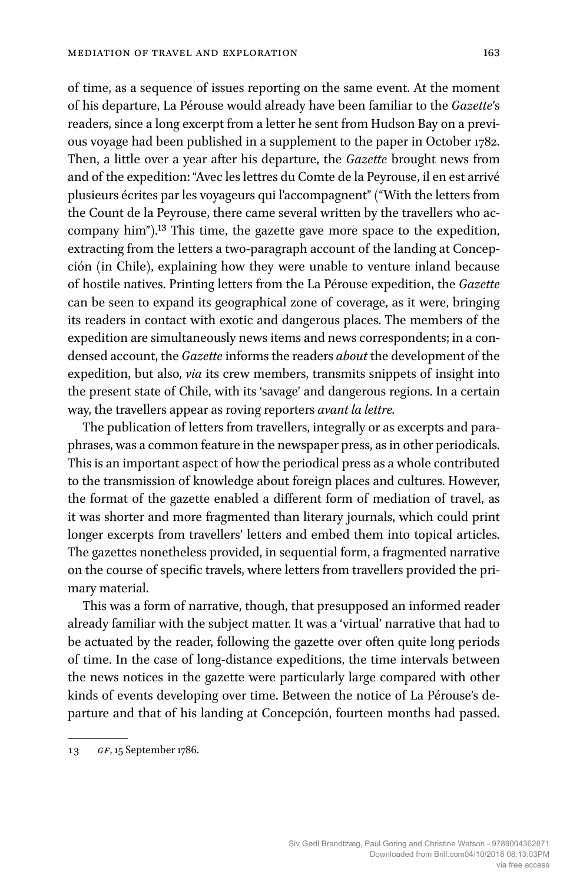of time, as a sequence of issues reporting on the same event. At the moment of his departure, La Pérouse would already have been familiar to the *Gazette*'s readers, since a long excerpt from a letter he sent from Hudson Bay on a previous voyage had been published in a supplement to the paper in October 1782. Then, a little over a year after his departure, the *Gazette* brought news from and of the expedition: "Avec les lettres du Comte de la Peyrouse, il en est arrivé plusieurs écrites par les voyageurs qui l'accompagnent" ("With the letters from the Count de la Peyrouse, there came several written by the travellers who accompany him").[13] This time, the gazette gave more space to the expedition, extracting from the letters a two-paragraph account of the landing at Concepción (in Chile), explaining how they were unable to venture inland because of hostile natives. Printing letters from the La Pérouse expedition, the *Gazette* can be seen to expand its geographical zone of coverage, as it were, bringing its readers in contact with exotic and dangerous places. The members of the expedition are simultaneously news items and news correspondents; in a condensed account, the *Gazette* informs the readers *about* the development of the expedition, but also, *via* its crew members, transmits snippets of insight into the present state of Chile, with its 'savage' and dangerous regions. In a certain way, the travellers appear as roving reporters *avant la lettre.*

The publication of letters from travellers, integrally or as excerpts and paraphrases, was a common feature in the newspaper press, as in other periodicals. This is an important aspect of how the periodical press as a whole contributed to the transmission of knowledge about foreign places and cultures. However, the format of the gazette enabled a different form of mediation of travel, as it was shorter and more fragmented than literary journals, which could print longer excerpts from travellers' letters and embed them into topical articles. The gazettes nonetheless provided, in sequential form, a fragmented narrative on the course of specific travels, where letters from travellers provided the primary material.

This was a form of narrative, though, that presupposed an informed reader already familiar with the subject matter. It was a 'virtual' narrative that had to be actuated by the reader, following the gazette over often quite long periods of time. In the case of long-distance expeditions, the time intervals between the news notices in the gazette were particularly large compared with other kinds of events developing over time. Between the notice of La Pérouse's departure and that of his landing at Concepción, fourteen months had passed.

---

13 *GF*, 15 September 1786.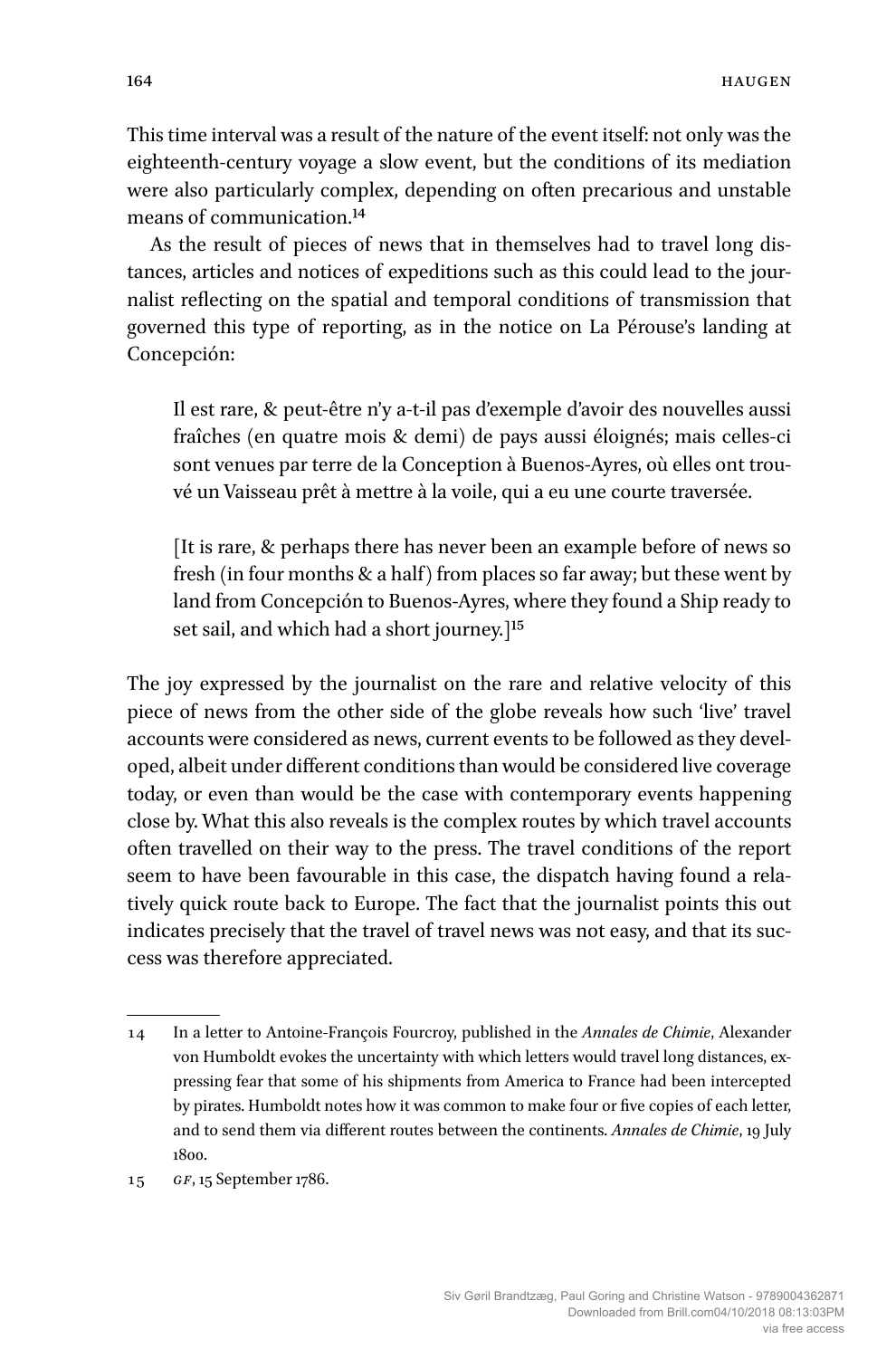This time interval was a result of the nature of the event itself: not only was the eighteenth-century voyage a slow event, but the conditions of its mediation were also particularly complex, depending on often precarious and unstable means of communication.[14]

As the result of pieces of news that in themselves had to travel long distances, articles and notices of expeditions such as this could lead to the journalist reflecting on the spatial and temporal conditions of transmission that governed this type of reporting, as in the notice on La Pérouse's landing at Concepción:

> Il est rare, & peut-être n'y a-t-il pas d'exemple d'avoir des nouvelles aussi fraîches (en quatre mois & demi) de pays aussi éloignés; mais celles-ci sont venues par terre de la Conception à Buenos-Ayres, où elles ont trouvé un Vaisseau prêt à mettre à la voile, qui a eu une courte traversée.
>
> [It is rare, & perhaps there has never been an example before of news so fresh (in four months & a half) from places so far away; but these went by land from Concepción to Buenos-Ayres, where they found a Ship ready to set sail, and which had a short journey.][15]

The joy expressed by the journalist on the rare and relative velocity of this piece of news from the other side of the globe reveals how such 'live' travel accounts were considered as news, current events to be followed as they developed, albeit under different conditions than would be considered live coverage today, or even than would be the case with contemporary events happening close by. What this also reveals is the complex routes by which travel accounts often travelled on their way to the press. The travel conditions of the report seem to have been favourable in this case, the dispatch having found a relatively quick route back to Europe. The fact that the journalist points this out indicates precisely that the travel of travel news was not easy, and that its success was therefore appreciated.

---

14 In a letter to Antoine-François Fourcroy, published in the *Annales de Chimie*, Alexander von Humboldt evokes the uncertainty with which letters would travel long distances, expressing fear that some of his shipments from America to France had been intercepted by pirates. Humboldt notes how it was common to make four or five copies of each letter, and to send them via different routes between the continents. *Annales de Chimie*, 19 July 1800.

15 *GF*, 15 September 1786.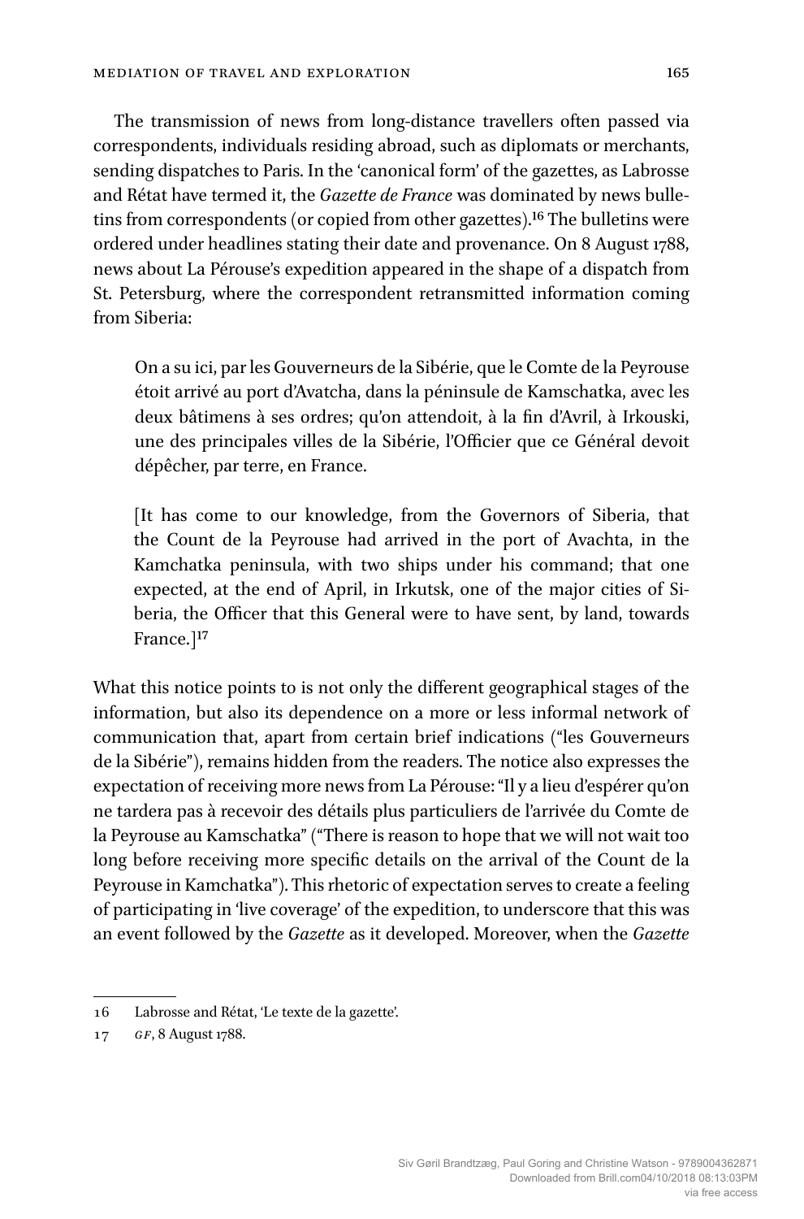The transmission of news from long-distance travellers often passed via correspondents, individuals residing abroad, such as diplomats or merchants, sending dispatches to Paris. In the 'canonical form' of the gazettes, as Labrosse and Rétat have termed it, the *Gazette de France* was dominated by news bulletins from correspondents (or copied from other gazettes).[16] The bulletins were ordered under headlines stating their date and provenance. On 8 August 1788, news about La Pérouse's expedition appeared in the shape of a dispatch from St. Petersburg, where the correspondent retransmitted information coming from Siberia:

> On a su ici, par les Gouverneurs de la Sibérie, que le Comte de la Peyrouse étoit arrivé au port d'Avatcha, dans la péninsule de Kamschatka, avec les deux bâtimens à ses ordres; qu'on attendoit, à la fin d'Avril, à Irkouski, une des principales villes de la Sibérie, l'Officier que ce Général devoit dépêcher, par terre, en France.
>
> [It has come to our knowledge, from the Governors of Siberia, that the Count de la Peyrouse had arrived in the port of Avachta, in the Kamchatka peninsula, with two ships under his command; that one expected, at the end of April, in Irkutsk, one of the major cities of Siberia, the Officer that this General were to have sent, by land, towards France.][17]

What this notice points to is not only the different geographical stages of the information, but also its dependence on a more or less informal network of communication that, apart from certain brief indications ("les Gouverneurs de la Sibérie"), remains hidden from the readers. The notice also expresses the expectation of receiving more news from La Pérouse: "Il y a lieu d'espérer qu'on ne tardera pas à recevoir des détails plus particuliers de l'arrivée du Comte de la Peyrouse au Kamschatka" ("There is reason to hope that we will not wait too long before receiving more specific details on the arrival of the Count de la Peyrouse in Kamchatka"). This rhetoric of expectation serves to create a feeling of participating in 'live coverage' of the expedition, to underscore that this was an event followed by the *Gazette* as it developed. Moreover, when the *Gazette*

---

16 Labrosse and Rétat, 'Le texte de la gazette'.

17 *GF*, 8 August 1788.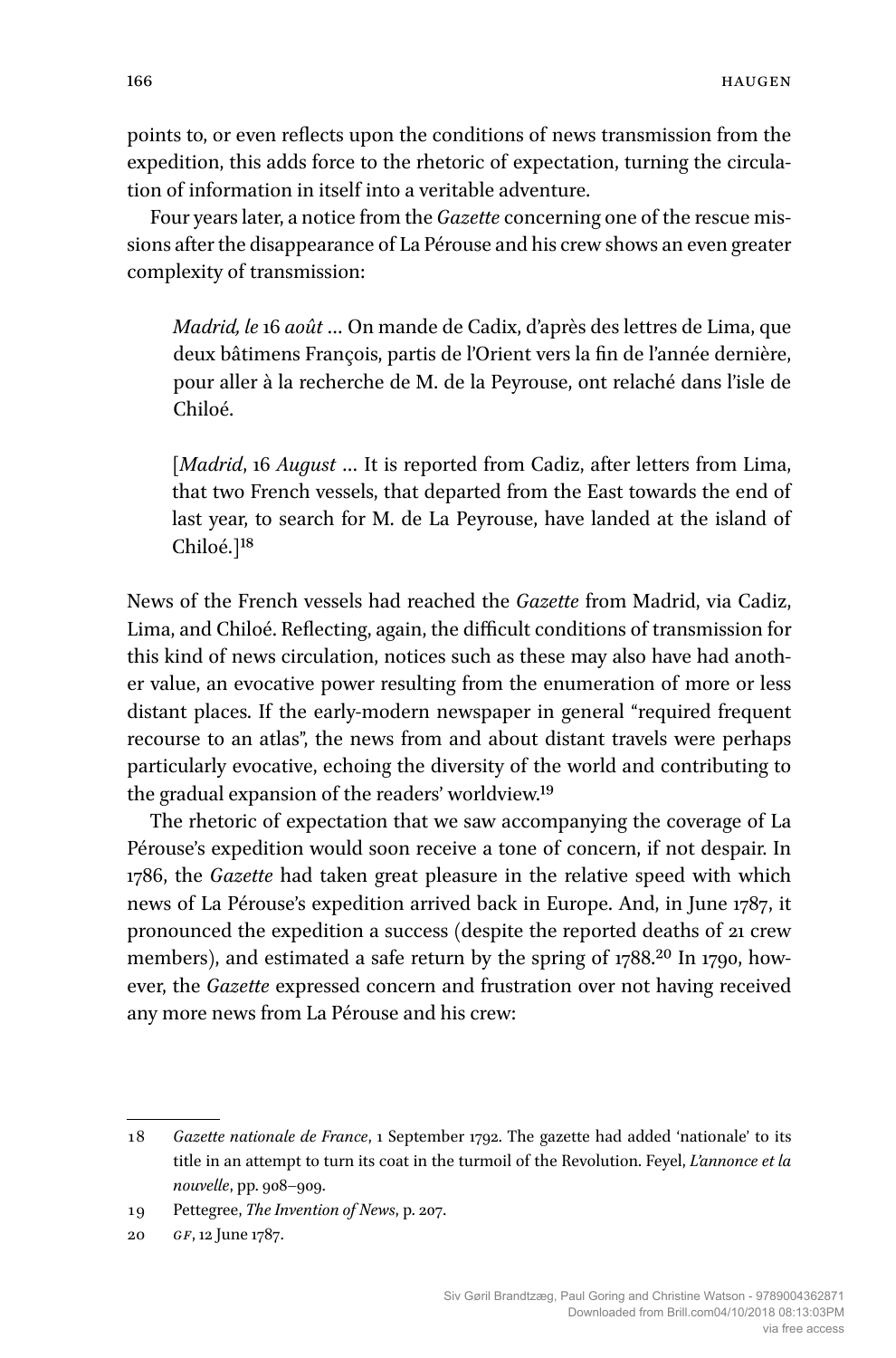points to, or even reflects upon the conditions of news transmission from the expedition, this adds force to the rhetoric of expectation, turning the circulation of information in itself into a veritable adventure.

Four years later, a notice from the *Gazette* concerning one of the rescue missions after the disappearance of La Pérouse and his crew shows an even greater complexity of transmission:

> *Madrid, le* 16 *août* … On mande de Cadix, d'après des lettres de Lima, que deux bâtimens François, partis de l'Orient vers la fin de l'année dernière, pour aller à la recherche de M. de la Peyrouse, ont relaché dans l'isle de Chiloé.
>
> [*Madrid*, 16 *August* … It is reported from Cadiz, after letters from Lima, that two French vessels, that departed from the East towards the end of last year, to search for M. de La Peyrouse, have landed at the island of Chiloé.][18]

News of the French vessels had reached the *Gazette* from Madrid, via Cadiz, Lima, and Chiloé. Reflecting, again, the difficult conditions of transmission for this kind of news circulation, notices such as these may also have had another value, an evocative power resulting from the enumeration of more or less distant places. If the early-modern newspaper in general "required frequent recourse to an atlas", the news from and about distant travels were perhaps particularly evocative, echoing the diversity of the world and contributing to the gradual expansion of the readers' worldview.[19]

The rhetoric of expectation that we saw accompanying the coverage of La Pérouse's expedition would soon receive a tone of concern, if not despair. In 1786, the *Gazette* had taken great pleasure in the relative speed with which news of La Pérouse's expedition arrived back in Europe. And, in June 1787, it pronounced the expedition a success (despite the reported deaths of 21 crew members), and estimated a safe return by the spring of 1788.[20] In 1790, however, the *Gazette* expressed concern and frustration over not having received any more news from La Pérouse and his crew:

---

18 *Gazette nationale de France*, 1 September 1792. The gazette had added 'nationale' to its title in an attempt to turn its coat in the turmoil of the Revolution. Feyel, *L'annonce et la nouvelle*, pp. 908–909.

19 Pettegree, *The Invention of News*, p. 207.

20 *GF*, 12 June 1787.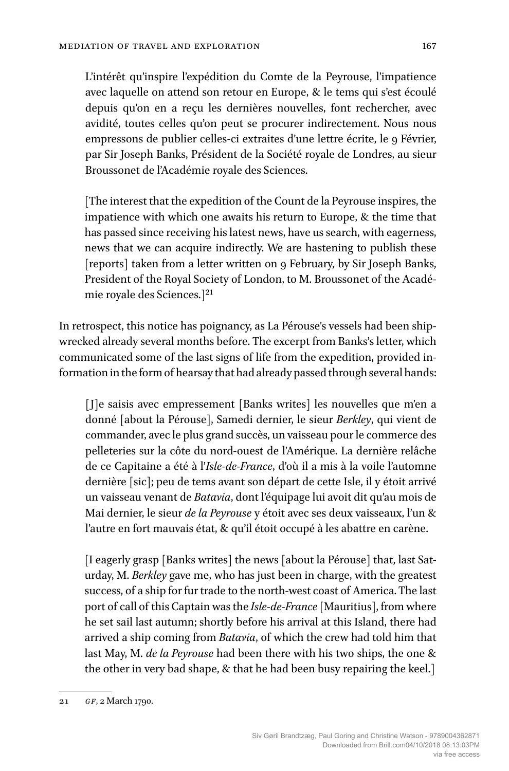> L'intérêt qu'inspire l'expédition du Comte de la Peyrouse, l'impatience avec laquelle on attend son retour en Europe, & le tems qui s'est écoulé depuis qu'on en a reçu les dernières nouvelles, font rechercher, avec avidité, toutes celles qu'on peut se procurer indirectement. Nous nous empressons de publier celles-ci extraites d'une lettre écrite, le 9 Février, par Sir Joseph Banks, Président de la Société royale de Londres, au sieur Broussonet de l'Académie royale des Sciences.
>
> [The interest that the expedition of the Count de la Peyrouse inspires, the impatience with which one awaits his return to Europe, & the time that has passed since receiving his latest news, have us search, with eagerness, news that we can acquire indirectly. We are hastening to publish these [reports] taken from a letter written on 9 February, by Sir Joseph Banks, President of the Royal Society of London, to M. Broussonet of the Académie royale des Sciences.][21]

In retrospect, this notice has poignancy, as La Pérouse's vessels had been shipwrecked already several months before. The excerpt from Banks's letter, which communicated some of the last signs of life from the expedition, provided information in the form of hearsay that had already passed through several hands:

> [J]e saisis avec empressement [Banks writes] les nouvelles que m'en a donné [about la Pérouse], Samedi dernier, le sieur *Berkley*, qui vient de commander, avec le plus grand succès, un vaisseau pour le commerce des pelleteries sur la côte du nord-ouest de l'Amérique. La dernière relâche de ce Capitaine a été à l'*Isle-de-France*, d'où il a mis à la voile l'automne dernière [sic]; peu de tems avant son départ de cette Isle, il y étoit arrivé un vaisseau venant de *Batavia*, dont l'équipage lui avoit dit qu'au mois de Mai dernier, le sieur *de la Peyrouse* y étoit avec ses deux vaisseaux, l'un & l'autre en fort mauvais état, & qu'il étoit occupé à les abattre en carène.
>
> [I eagerly grasp [Banks writes] the news [about la Pérouse] that, last Saturday, M. *Berkley* gave me, who has just been in charge, with the greatest success, of a ship for fur trade to the north-west coast of America. The last port of call of this Captain was the *Isle-de-France* [Mauritius], from where he set sail last autumn; shortly before his arrival at this Island, there had arrived a ship coming from *Batavia*, of which the crew had told him that last May, M. *de la Peyrouse* had been there with his two ships, the one & the other in very bad shape, & that he had been busy repairing the keel.]

---

21 *GF*, 2 March 1790.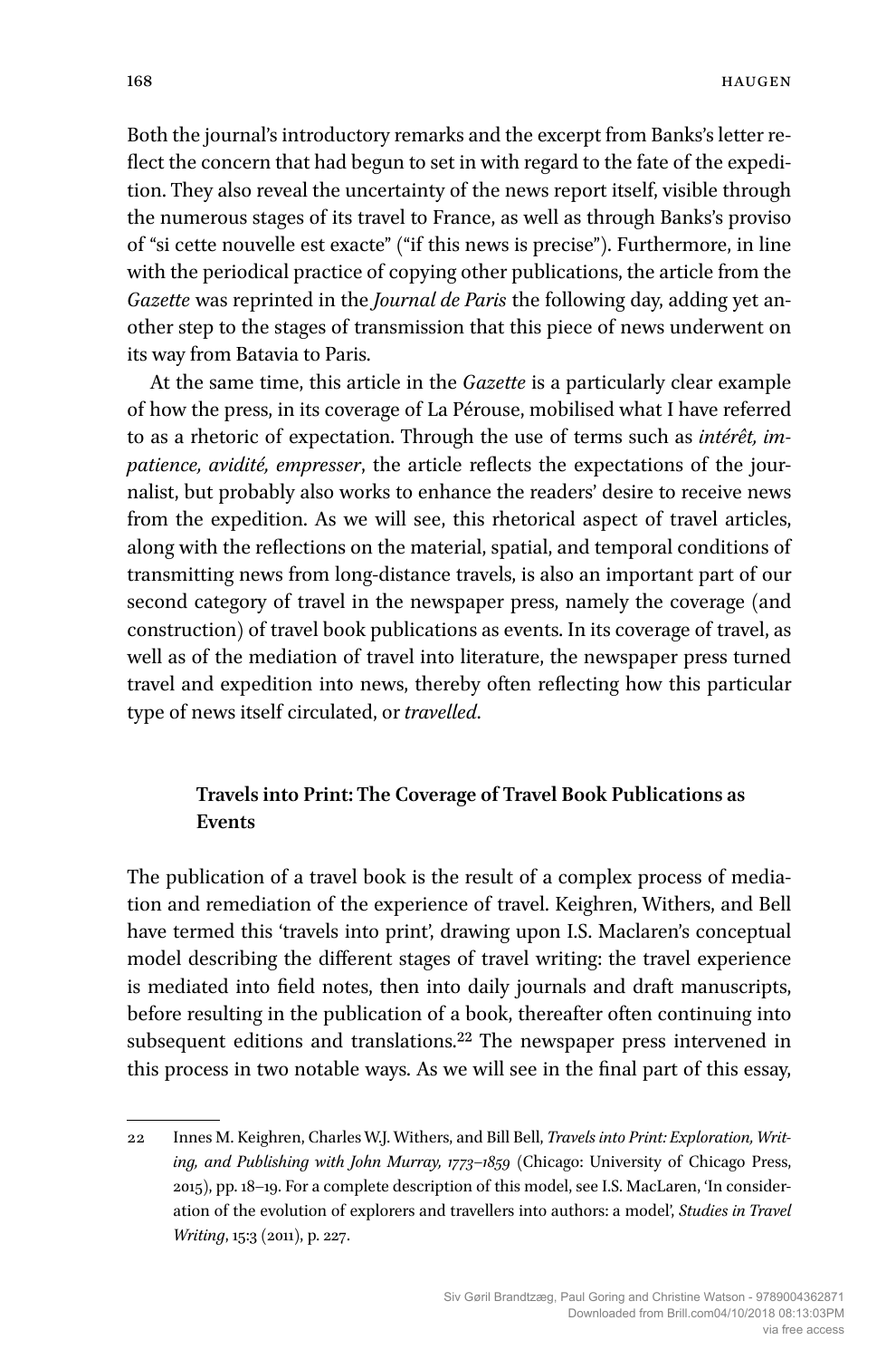Both the journal's introductory remarks and the excerpt from Banks's letter reflect the concern that had begun to set in with regard to the fate of the expedition. They also reveal the uncertainty of the news report itself, visible through the numerous stages of its travel to France, as well as through Banks's proviso of "si cette nouvelle est exacte" ("if this news is precise"). Furthermore, in line with the periodical practice of copying other publications, the article from the *Gazette* was reprinted in the *Journal de Paris* the following day, adding yet another step to the stages of transmission that this piece of news underwent on its way from Batavia to Paris.

At the same time, this article in the *Gazette* is a particularly clear example of how the press, in its coverage of La Pérouse, mobilised what I have referred to as a rhetoric of expectation. Through the use of terms such as *intérêt, impatience, avidité, empresser*, the article reflects the expectations of the journalist, but probably also works to enhance the readers' desire to receive news from the expedition. As we will see, this rhetorical aspect of travel articles, along with the reflections on the material, spatial, and temporal conditions of transmitting news from long-distance travels, is also an important part of our second category of travel in the newspaper press, namely the coverage (and construction) of travel book publications as events. In its coverage of travel, as well as of the mediation of travel into literature, the newspaper press turned travel and expedition into news, thereby often reflecting how this particular type of news itself circulated, or *travelled*.

## Travels into Print: The Coverage of Travel Book Publications as Events

The publication of a travel book is the result of a complex process of mediation and remediation of the experience of travel. Keighren, Withers, and Bell have termed this 'travels into print', drawing upon I.S. Maclaren's conceptual model describing the different stages of travel writing: the travel experience is mediated into field notes, then into daily journals and draft manuscripts, before resulting in the publication of a book, thereafter often continuing into subsequent editions and translations.[22] The newspaper press intervened in this process in two notable ways. As we will see in the final part of this essay,

---

22 Innes M. Keighren, Charles W.J. Withers, and Bill Bell, *Travels into Print: Exploration, Writing, and Publishing with John Murray, 1773–1859* (Chicago: University of Chicago Press, 2015), pp. 18–19. For a complete description of this model, see I.S. MacLaren, 'In consideration of the evolution of explorers and travellers into authors: a model', *Studies in Travel Writing*, 15:3 (2011), p. 227.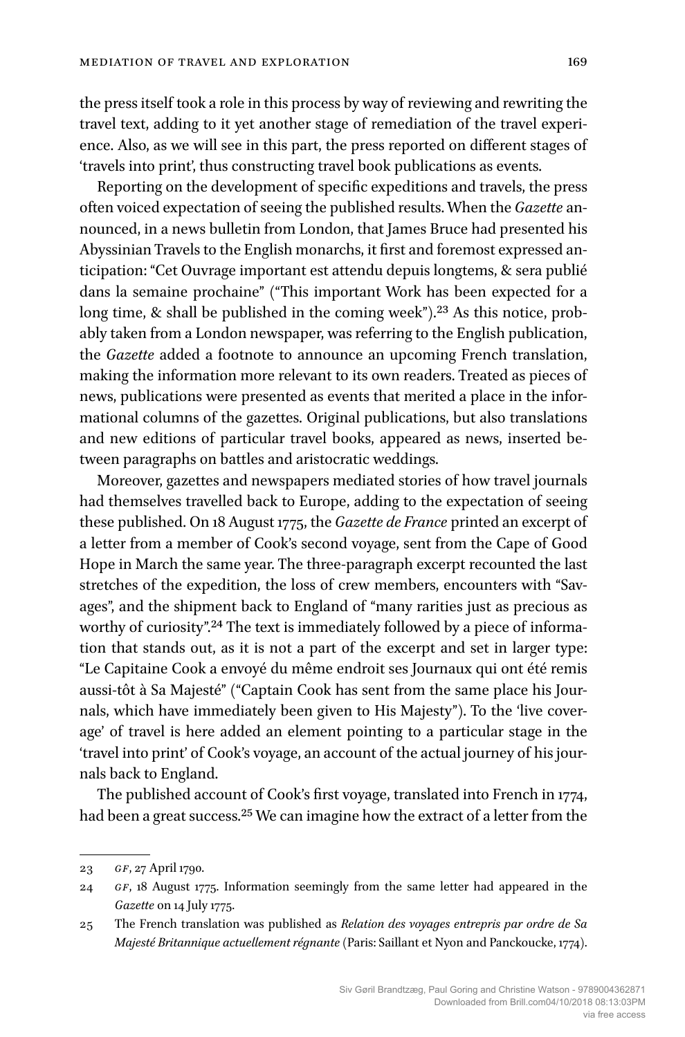the press itself took a role in this process by way of reviewing and rewriting the travel text, adding to it yet another stage of remediation of the travel experience. Also, as we will see in this part, the press reported on different stages of 'travels into print', thus constructing travel book publications as events.

Reporting on the development of specific expeditions and travels, the press often voiced expectation of seeing the published results. When the *Gazette* announced, in a news bulletin from London, that James Bruce had presented his Abyssinian Travels to the English monarchs, it first and foremost expressed anticipation: "Cet Ouvrage important est attendu depuis longtems, & sera publié dans la semaine prochaine" ("This important Work has been expected for a long time, & shall be published in the coming week").[23] As this notice, probably taken from a London newspaper, was referring to the English publication, the *Gazette* added a footnote to announce an upcoming French translation, making the information more relevant to its own readers. Treated as pieces of news, publications were presented as events that merited a place in the informational columns of the gazettes. Original publications, but also translations and new editions of particular travel books, appeared as news, inserted between paragraphs on battles and aristocratic weddings.

Moreover, gazettes and newspapers mediated stories of how travel journals had themselves travelled back to Europe, adding to the expectation of seeing these published. On 18 August 1775, the *Gazette de France* printed an excerpt of a letter from a member of Cook's second voyage, sent from the Cape of Good Hope in March the same year. The three-paragraph excerpt recounted the last stretches of the expedition, the loss of crew members, encounters with "Savages", and the shipment back to England of "many rarities just as precious as worthy of curiosity".[24] The text is immediately followed by a piece of information that stands out, as it is not a part of the excerpt and set in larger type: "Le Capitaine Cook a envoyé du même endroit ses Journaux qui ont été remis aussi-tôt à Sa Majesté" ("Captain Cook has sent from the same place his Journals, which have immediately been given to His Majesty"). To the 'live coverage' of travel is here added an element pointing to a particular stage in the 'travel into print' of Cook's voyage, an account of the actual journey of his journals back to England.

The published account of Cook's first voyage, translated into French in 1774, had been a great success.[25] We can imagine how the extract of a letter from the

23 *GF*, 27 April 1790.

24 *GF*, 18 August 1775. Information seemingly from the same letter had appeared in the *Gazette* on 14 July 1775.

25 The French translation was published as *Relation des voyages entrepris par ordre de Sa Majesté Britannique actuellement régnante* (Paris: Saillant et Nyon and Panckoucke, 1774).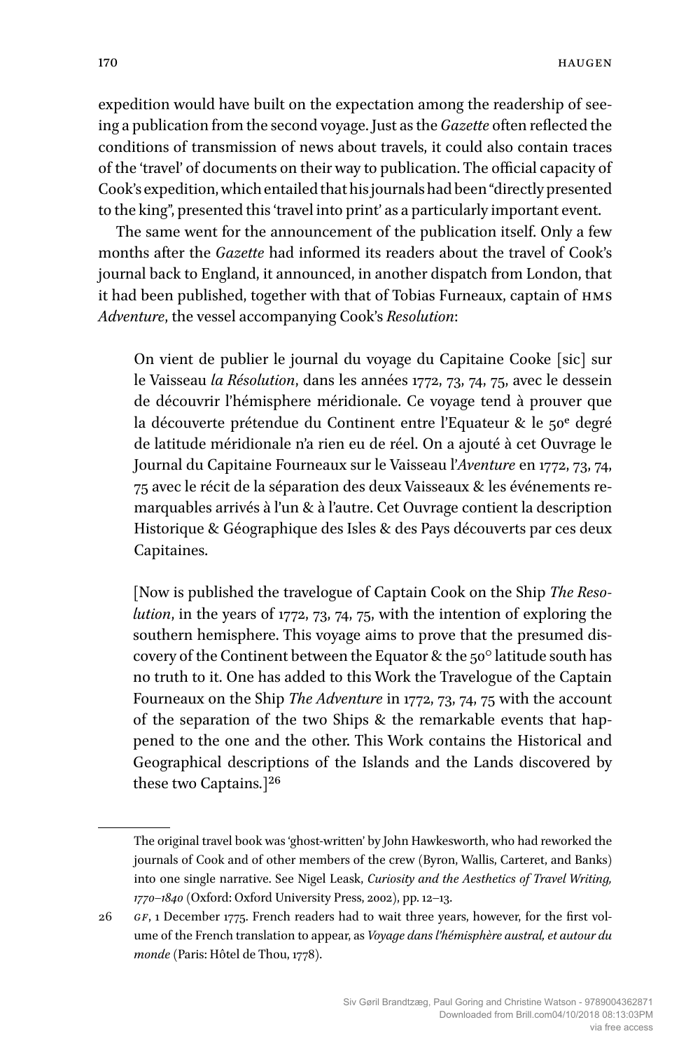expedition would have built on the expectation among the readership of seeing a publication from the second voyage. Just as the *Gazette* often reflected the conditions of transmission of news about travels, it could also contain traces of the 'travel' of documents on their way to publication. The official capacity of Cook's expedition, which entailed that his journals had been "directly presented to the king", presented this 'travel into print' as a particularly important event.

The same went for the announcement of the publication itself. Only a few months after the *Gazette* had informed its readers about the travel of Cook's journal back to England, it announced, in another dispatch from London, that it had been published, together with that of Tobias Furneaux, captain of HMS *Adventure*, the vessel accompanying Cook's *Resolution*:

> On vient de publier le journal du voyage du Capitaine Cooke [sic] sur le Vaisseau *la Résolution*, dans les années 1772, 73, 74, 75, avec le dessein de découvrir l'hémisphere méridionale. Ce voyage tend à prouver que la découverte prétendue du Continent entre l'Equateur & le 50e degré de latitude méridionale n'a rien eu de réel. On a ajouté à cet Ouvrage le Journal du Capitaine Fourneaux sur le Vaisseau l'*Aventure* en 1772, 73, 74, 75 avec le récit de la séparation des deux Vaisseaux & les événements remarquables arrivés à l'un & à l'autre. Cet Ouvrage contient la description Historique & Géographique des Isles & des Pays découverts par ces deux Capitaines.
>
> [Now is published the travelogue of Captain Cook on the Ship *The Resolution*, in the years of 1772, 73, 74, 75, with the intention of exploring the southern hemisphere. This voyage aims to prove that the presumed discovery of the Continent between the Equator & the 50° latitude south has no truth to it. One has added to this Work the Travelogue of the Captain Fourneaux on the Ship *The Adventure* in 1772, 73, 74, 75 with the account of the separation of the two Ships & the remarkable events that happened to the one and the other. This Work contains the Historical and Geographical descriptions of the Islands and the Lands discovered by these two Captains.][26]

---

The original travel book was 'ghost-written' by John Hawkesworth, who had reworked the journals of Cook and of other members of the crew (Byron, Wallis, Carteret, and Banks) into one single narrative. See Nigel Leask, *Curiosity and the Aesthetics of Travel Writing, 1770–1840* (Oxford: Oxford University Press, 2002), pp. 12–13.

26 *GF*, 1 December 1775. French readers had to wait three years, however, for the first volume of the French translation to appear, as *Voyage dans l'hémisphère austral, et autour du monde* (Paris: Hôtel de Thou, 1778).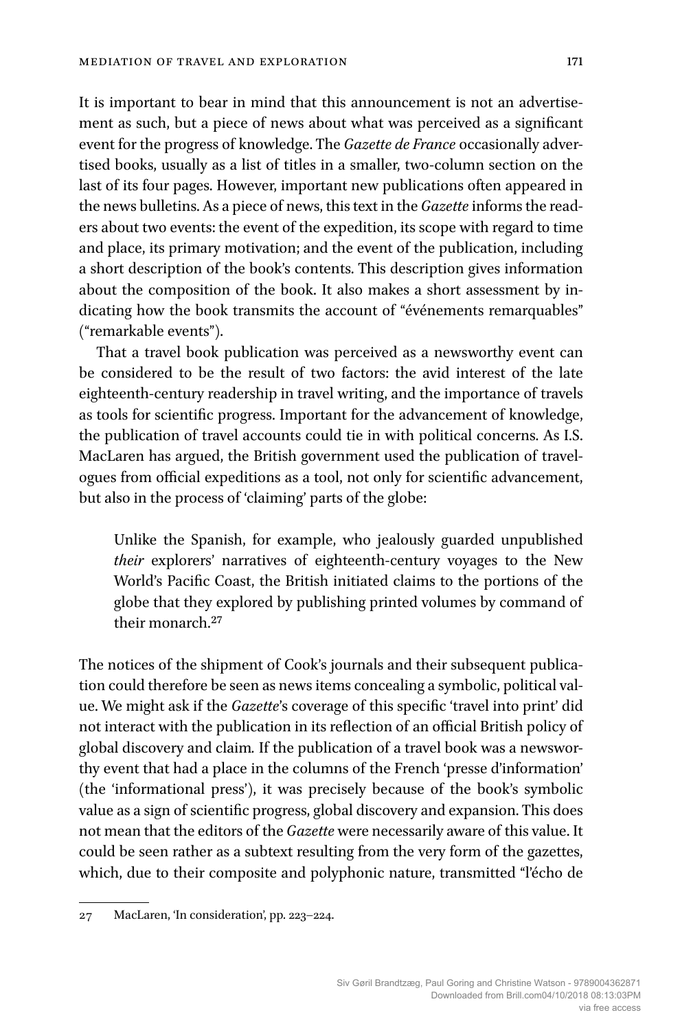It is important to bear in mind that this announcement is not an advertisement as such, but a piece of news about what was perceived as a significant event for the progress of knowledge. The *Gazette de France* occasionally advertised books, usually as a list of titles in a smaller, two-column section on the last of its four pages. However, important new publications often appeared in the news bulletins. As a piece of news, this text in the *Gazette* informs the readers about two events: the event of the expedition, its scope with regard to time and place, its primary motivation; and the event of the publication, including a short description of the book's contents. This description gives information about the composition of the book. It also makes a short assessment by indicating how the book transmits the account of "événements remarquables" ("remarkable events").

That a travel book publication was perceived as a newsworthy event can be considered to be the result of two factors: the avid interest of the late eighteenth-century readership in travel writing, and the importance of travels as tools for scientific progress. Important for the advancement of knowledge, the publication of travel accounts could tie in with political concerns. As I.S. MacLaren has argued, the British government used the publication of travelogues from official expeditions as a tool, not only for scientific advancement, but also in the process of 'claiming' parts of the globe:

> Unlike the Spanish, for example, who jealously guarded unpublished *their* explorers' narratives of eighteenth-century voyages to the New World's Pacific Coast, the British initiated claims to the portions of the globe that they explored by publishing printed volumes by command of their monarch.[27]

The notices of the shipment of Cook's journals and their subsequent publication could therefore be seen as news items concealing a symbolic, political value. We might ask if the *Gazette*'s coverage of this specific 'travel into print' did not interact with the publication in its reflection of an official British policy of global discovery and claim. If the publication of a travel book was a newsworthy event that had a place in the columns of the French 'presse d'information' (the 'informational press'), it was precisely because of the book's symbolic value as a sign of scientific progress, global discovery and expansion. This does not mean that the editors of the *Gazette* were necessarily aware of this value. It could be seen rather as a subtext resulting from the very form of the gazettes, which, due to their composite and polyphonic nature, transmitted "l'écho de

---

27 MacLaren, 'In consideration', pp. 223–224.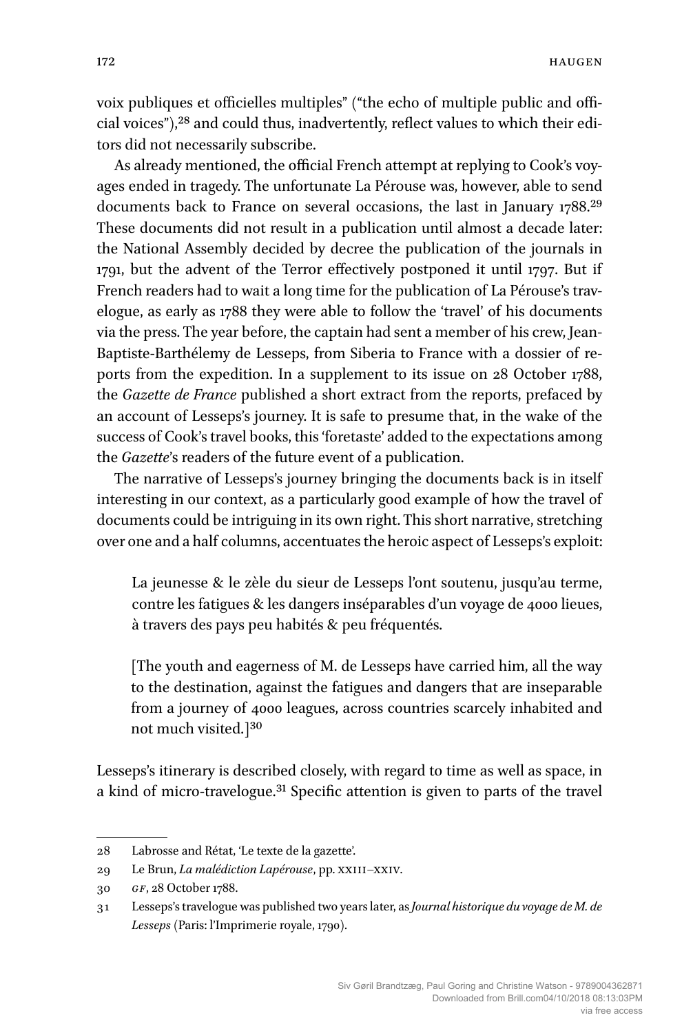voix publiques et officielles multiples" ("the echo of multiple public and official voices"),[28] and could thus, inadvertently, reflect values to which their editors did not necessarily subscribe.

As already mentioned, the official French attempt at replying to Cook's voyages ended in tragedy. The unfortunate La Pérouse was, however, able to send documents back to France on several occasions, the last in January 1788.[29] These documents did not result in a publication until almost a decade later: the National Assembly decided by decree the publication of the journals in 1791, but the advent of the Terror effectively postponed it until 1797. But if French readers had to wait a long time for the publication of La Pérouse's travelogue, as early as 1788 they were able to follow the 'travel' of his documents via the press. The year before, the captain had sent a member of his crew, Jean-Baptiste-Barthélemy de Lesseps, from Siberia to France with a dossier of reports from the expedition. In a supplement to its issue on 28 October 1788, the *Gazette de France* published a short extract from the reports, prefaced by an account of Lesseps's journey. It is safe to presume that, in the wake of the success of Cook's travel books, this 'foretaste' added to the expectations among the *Gazette*'s readers of the future event of a publication.

The narrative of Lesseps's journey bringing the documents back is in itself interesting in our context, as a particularly good example of how the travel of documents could be intriguing in its own right. This short narrative, stretching over one and a half columns, accentuates the heroic aspect of Lesseps's exploit:

> La jeunesse & le zèle du sieur de Lesseps l'ont soutenu, jusqu'au terme, contre les fatigues & les dangers inséparables d'un voyage de 4000 lieues, à travers des pays peu habités & peu fréquentés.
>
> [The youth and eagerness of M. de Lesseps have carried him, all the way to the destination, against the fatigues and dangers that are inseparable from a journey of 4000 leagues, across countries scarcely inhabited and not much visited.][30]

Lesseps's itinerary is described closely, with regard to time as well as space, in a kind of micro-travelogue.[31] Specific attention is given to parts of the travel

---

28 Labrosse and Rétat, 'Le texte de la gazette'.

29 Le Brun, *La malédiction Lapérouse*, pp. XXIII–XXIV.

30 *GF*, 28 October 1788.

31 Lesseps's travelogue was published two years later, as *Journal historique du voyage de M. de Lesseps* (Paris: l'Imprimerie royale, 1790).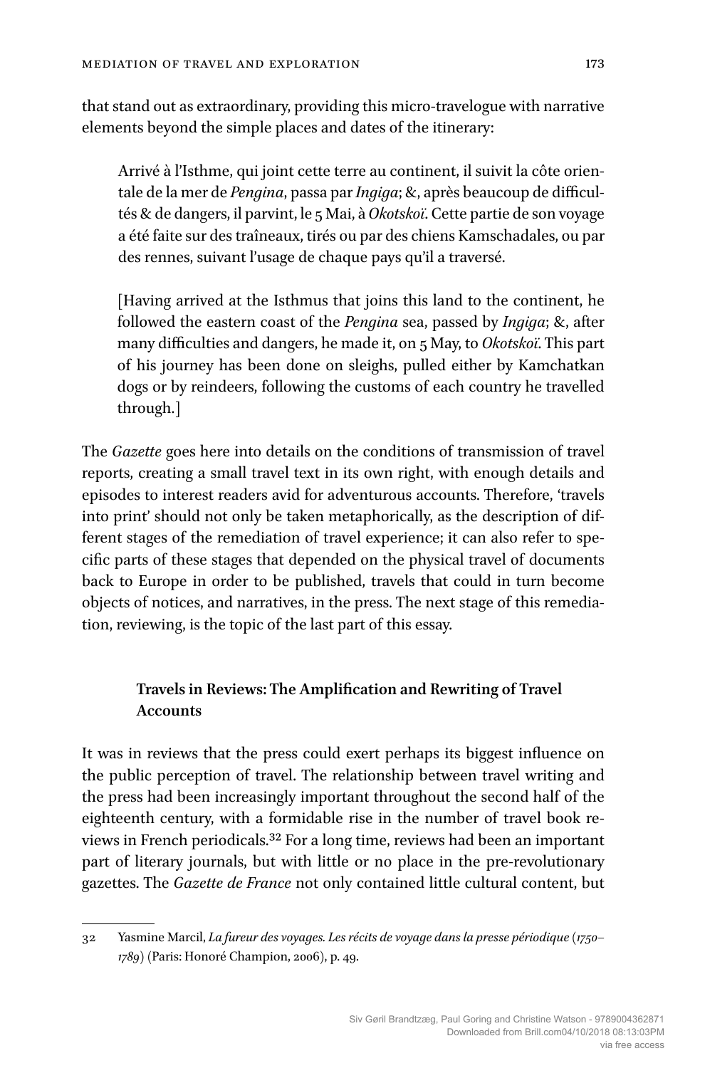that stand out as extraordinary, providing this micro-travelogue with narrative elements beyond the simple places and dates of the itinerary:

> Arrivé à l'Isthme, qui joint cette terre au continent, il suivit la côte orientale de la mer de *Pengina*, passa par *Ingiga*; &, après beaucoup de difficultés & de dangers, il parvint, le 5 Mai, à *Okotskoï*. Cette partie de son voyage a été faite sur des traîneaux, tirés ou par des chiens Kamschadales, ou par des rennes, suivant l'usage de chaque pays qu'il a traversé.
>
> [Having arrived at the Isthmus that joins this land to the continent, he followed the eastern coast of the *Pengina* sea, passed by *Ingiga*; &, after many difficulties and dangers, he made it, on 5 May, to *Okotskoï*. This part of his journey has been done on sleighs, pulled either by Kamchatkan dogs or by reindeers, following the customs of each country he travelled through.]

The *Gazette* goes here into details on the conditions of transmission of travel reports, creating a small travel text in its own right, with enough details and episodes to interest readers avid for adventurous accounts. Therefore, 'travels into print' should not only be taken metaphorically, as the description of different stages of the remediation of travel experience; it can also refer to specific parts of these stages that depended on the physical travel of documents back to Europe in order to be published, travels that could in turn become objects of notices, and narratives, in the press. The next stage of this remediation, reviewing, is the topic of the last part of this essay.

## Travels in Reviews: The Amplification and Rewriting of Travel Accounts

It was in reviews that the press could exert perhaps its biggest influence on the public perception of travel. The relationship between travel writing and the press had been increasingly important throughout the second half of the eighteenth century, with a formidable rise in the number of travel book reviews in French periodicals.[32] For a long time, reviews had been an important part of literary journals, but with little or no place in the pre-revolutionary gazettes. The *Gazette de France* not only contained little cultural content, but

32 Yasmine Marcil, *La fureur des voyages. Les récits de voyage dans la presse périodique (1750–1789)* (Paris: Honoré Champion, 2006), p. 49.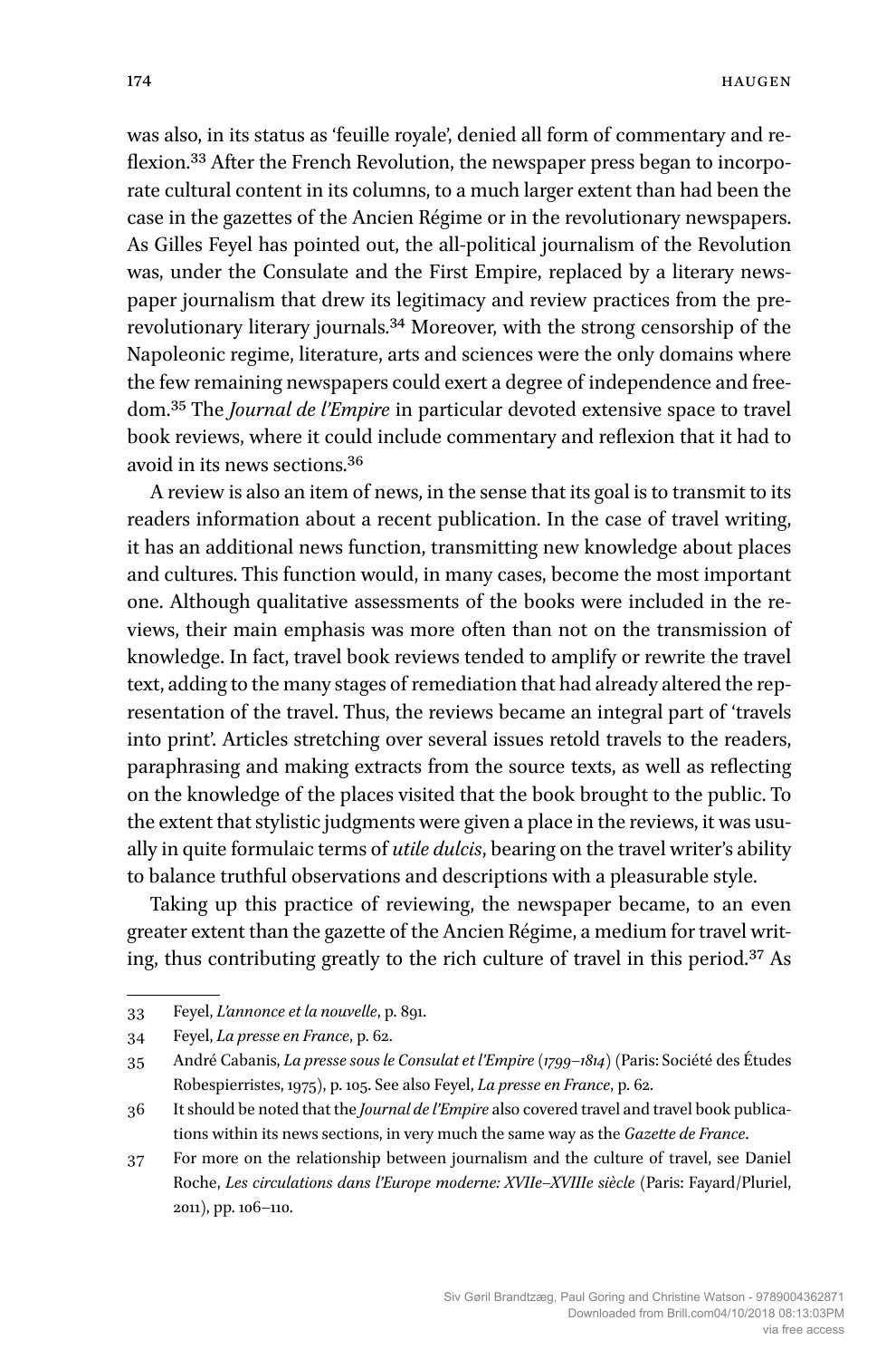was also, in its status as 'feuille royale', denied all form of commentary and reflexion.[33] After the French Revolution, the newspaper press began to incorporate cultural content in its columns, to a much larger extent than had been the case in the gazettes of the Ancien Régime or in the revolutionary newspapers. As Gilles Feyel has pointed out, the all-political journalism of the Revolution was, under the Consulate and the First Empire, replaced by a literary newspaper journalism that drew its legitimacy and review practices from the pre-revolutionary literary journals.[34] Moreover, with the strong censorship of the Napoleonic regime, literature, arts and sciences were the only domains where the few remaining newspapers could exert a degree of independence and freedom.[35] The *Journal de l'Empire* in particular devoted extensive space to travel book reviews, where it could include commentary and reflexion that it had to avoid in its news sections.[36]

A review is also an item of news, in the sense that its goal is to transmit to its readers information about a recent publication. In the case of travel writing, it has an additional news function, transmitting new knowledge about places and cultures. This function would, in many cases, become the most important one. Although qualitative assessments of the books were included in the reviews, their main emphasis was more often than not on the transmission of knowledge. In fact, travel book reviews tended to amplify or rewrite the travel text, adding to the many stages of remediation that had already altered the representation of the travel. Thus, the reviews became an integral part of 'travels into print'. Articles stretching over several issues retold travels to the readers, paraphrasing and making extracts from the source texts, as well as reflecting on the knowledge of the places visited that the book brought to the public. To the extent that stylistic judgments were given a place in the reviews, it was usually in quite formulaic terms of *utile dulcis*, bearing on the travel writer's ability to balance truthful observations and descriptions with a pleasurable style.

Taking up this practice of reviewing, the newspaper became, to an even greater extent than the gazette of the Ancien Régime, a medium for travel writing, thus contributing greatly to the rich culture of travel in this period.[37] As

---

33 Feyel, *L'annonce et la nouvelle*, p. 891.

34 Feyel, *La presse en France*, p. 62.

35 André Cabanis, *La presse sous le Consulat et l'Empire (1799–1814)* (Paris: Société des Études Robespierristes, 1975), p. 105. See also Feyel, *La presse en France*, p. 62.

36 It should be noted that the *Journal de l'Empire* also covered travel and travel book publications within its news sections, in very much the same way as the *Gazette de France*.

37 For more on the relationship between journalism and the culture of travel, see Daniel Roche, *Les circulations dans l'Europe moderne: XVIIe–XVIIIe siècle* (Paris: Fayard/Pluriel, 2011), pp. 106–110.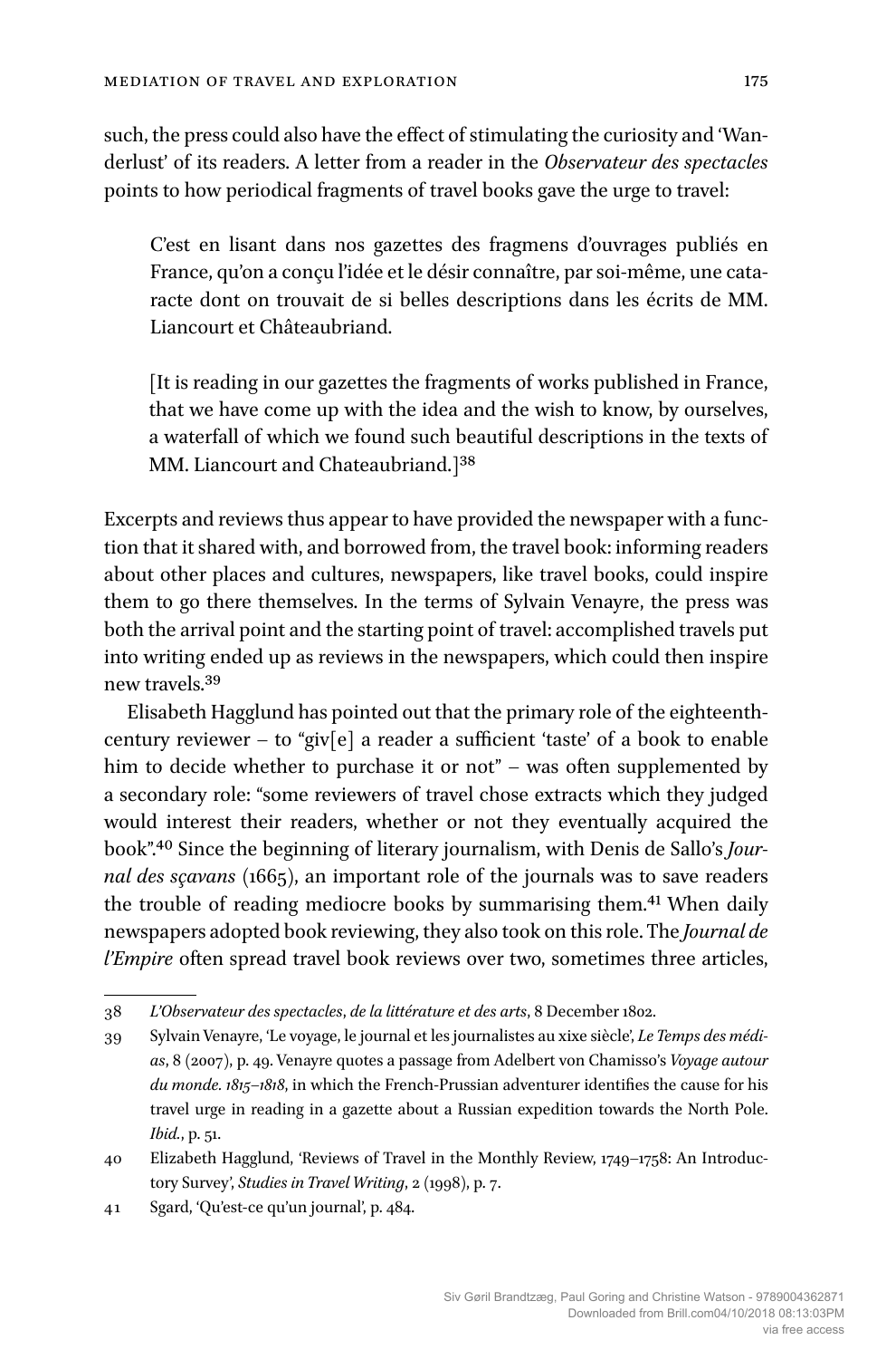such, the press could also have the effect of stimulating the curiosity and 'Wanderlust' of its readers. A letter from a reader in the *Observateur des spectacles* points to how periodical fragments of travel books gave the urge to travel:

> C'est en lisant dans nos gazettes des fragmens d'ouvrages publiés en France, qu'on a conçu l'idée et le désir connaître, par soi-même, une cataracte dont on trouvait de si belles descriptions dans les écrits de MM. Liancourt et Châteaubriand.
>
> [It is reading in our gazettes the fragments of works published in France, that we have come up with the idea and the wish to know, by ourselves, a waterfall of which we found such beautiful descriptions in the texts of MM. Liancourt and Chateaubriand.][38]

Excerpts and reviews thus appear to have provided the newspaper with a function that it shared with, and borrowed from, the travel book: informing readers about other places and cultures, newspapers, like travel books, could inspire them to go there themselves. In the terms of Sylvain Venayre, the press was both the arrival point and the starting point of travel: accomplished travels put into writing ended up as reviews in the newspapers, which could then inspire new travels.[39]

Elisabeth Hagglund has pointed out that the primary role of the eighteenth-century reviewer – to "giv[e] a reader a sufficient 'taste' of a book to enable him to decide whether to purchase it or not" – was often supplemented by a secondary role: "some reviewers of travel chose extracts which they judged would interest their readers, whether or not they eventually acquired the book".[40] Since the beginning of literary journalism, with Denis de Sallo's *Journal des sçavans* (1665), an important role of the journals was to save readers the trouble of reading mediocre books by summarising them.[41] When daily newspapers adopted book reviewing, they also took on this role. The *Journal de l'Empire* often spread travel book reviews over two, sometimes three articles,

---

38 *L'Observateur des spectacles, de la littérature et des arts*, 8 December 1802.

39 Sylvain Venayre, 'Le voyage, le journal et les journalistes au xixe siècle', *Le Temps des médias*, 8 (2007), p. 49. Venayre quotes a passage from Adelbert von Chamisso's *Voyage autour du monde. 1815–1818*, in which the French-Prussian adventurer identifies the cause for his travel urge in reading in a gazette about a Russian expedition towards the North Pole. *Ibid.*, p. 51.

40 Elizabeth Hagglund, 'Reviews of Travel in the Monthly Review, 1749–1758: An Introductory Survey', *Studies in Travel Writing*, 2 (1998), p. 7.

41 Sgard, 'Qu'est-ce qu'un journal', p. 484.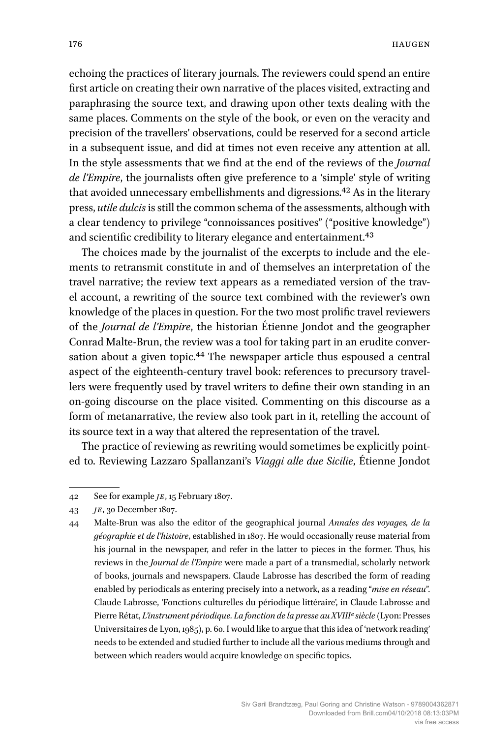echoing the practices of literary journals. The reviewers could spend an entire first article on creating their own narrative of the places visited, extracting and paraphrasing the source text, and drawing upon other texts dealing with the same places. Comments on the style of the book, or even on the veracity and precision of the travellers' observations, could be reserved for a second article in a subsequent issue, and did at times not even receive any attention at all. In the style assessments that we find at the end of the reviews of the *Journal de l'Empire*, the journalists often give preference to a 'simple' style of writing that avoided unnecessary embellishments and digressions.[42] As in the literary press, *utile dulcis* is still the common schema of the assessments, although with a clear tendency to privilege "connoissances positives" ("positive knowledge") and scientific credibility to literary elegance and entertainment.[43]

The choices made by the journalist of the excerpts to include and the elements to retransmit constitute in and of themselves an interpretation of the travel narrative; the review text appears as a remediated version of the travel account, a rewriting of the source text combined with the reviewer's own knowledge of the places in question. For the two most prolific travel reviewers of the *Journal de l'Empire*, the historian Étienne Jondot and the geographer Conrad Malte-Brun, the review was a tool for taking part in an erudite conversation about a given topic.[44] The newspaper article thus espoused a central aspect of the eighteenth-century travel book: references to precursory travellers were frequently used by travel writers to define their own standing in an on-going discourse on the place visited. Commenting on this discourse as a form of metanarrative, the review also took part in it, retelling the account of its source text in a way that altered the representation of the travel.

The practice of reviewing as rewriting would sometimes be explicitly pointed to. Reviewing Lazzaro Spallanzani's *Viaggi alle due Sicilie*, Étienne Jondot

---

42 See for example *JE*, 15 February 1807.

43 *JE*, 30 December 1807.

44 Malte-Brun was also the editor of the geographical journal *Annales des voyages, de la géographie et de l'histoire*, established in 1807. He would occasionally reuse material from his journal in the newspaper, and refer in the latter to pieces in the former. Thus, his reviews in the *Journal de l'Empire* were made a part of a transmedial, scholarly network of books, journals and newspapers. Claude Labrosse has described the form of reading enabled by periodicals as entering precisely into a network, as a reading "*mise en réseau*". Claude Labrosse, 'Fonctions culturelles du périodique littéraire', in Claude Labrosse and Pierre Rétat, *L'instrument périodique. La fonction de la presse au XVIII^e siècle* (Lyon: Presses Universitaires de Lyon, 1985), p. 60. I would like to argue that this idea of 'network reading' needs to be extended and studied further to include all the various mediums through and between which readers would acquire knowledge on specific topics.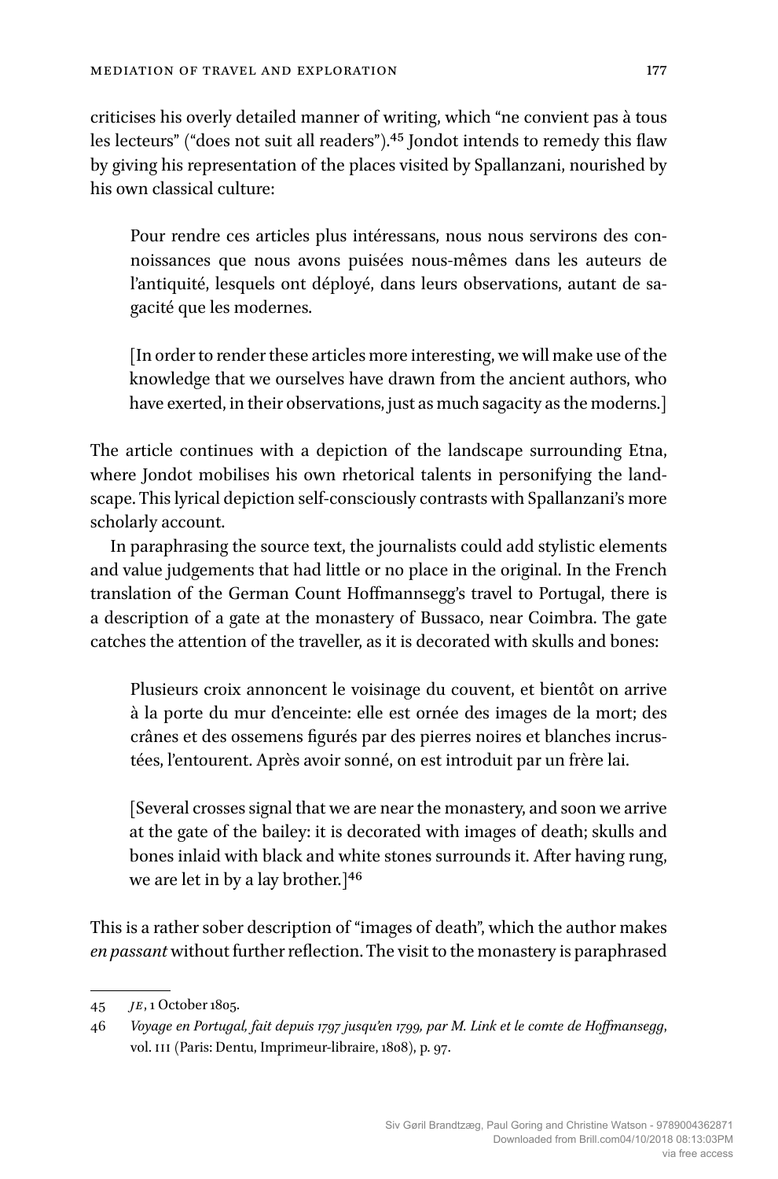criticises his overly detailed manner of writing, which "ne convient pas à tous les lecteurs" ("does not suit all readers").[45] Jondot intends to remedy this flaw by giving his representation of the places visited by Spallanzani, nourished by his own classical culture:

> Pour rendre ces articles plus intéressans, nous nous servirons des connoissances que nous avons puisées nous-mêmes dans les auteurs de l'antiquité, lesquels ont déployé, dans leurs observations, autant de sagacité que les modernes.
>
> [In order to render these articles more interesting, we will make use of the knowledge that we ourselves have drawn from the ancient authors, who have exerted, in their observations, just as much sagacity as the moderns.]

The article continues with a depiction of the landscape surrounding Etna, where Jondot mobilises his own rhetorical talents in personifying the landscape. This lyrical depiction self-consciously contrasts with Spallanzani's more scholarly account.

In paraphrasing the source text, the journalists could add stylistic elements and value judgements that had little or no place in the original. In the French translation of the German Count Hoffmannsegg's travel to Portugal, there is a description of a gate at the monastery of Bussaco, near Coimbra. The gate catches the attention of the traveller, as it is decorated with skulls and bones:

> Plusieurs croix annoncent le voisinage du couvent, et bientôt on arrive à la porte du mur d'enceinte: elle est ornée des images de la mort; des crânes et des ossemens figurés par des pierres noires et blanches incrustées, l'entourent. Après avoir sonné, on est introduit par un frère lai.
>
> [Several crosses signal that we are near the monastery, and soon we arrive at the gate of the bailey: it is decorated with images of death; skulls and bones inlaid with black and white stones surrounds it. After having rung, we are let in by a lay brother.][46]

This is a rather sober description of "images of death", which the author makes *en passant* without further reflection. The visit to the monastery is paraphrased

---

45 *JE*, 1 October 1805.

46 *Voyage en Portugal, fait depuis 1797 jusqu'en 1799, par M. Link et le comte de Hoffmansegg*, vol. III (Paris: Dentu, Imprimeur-libraire, 1808), p. 97.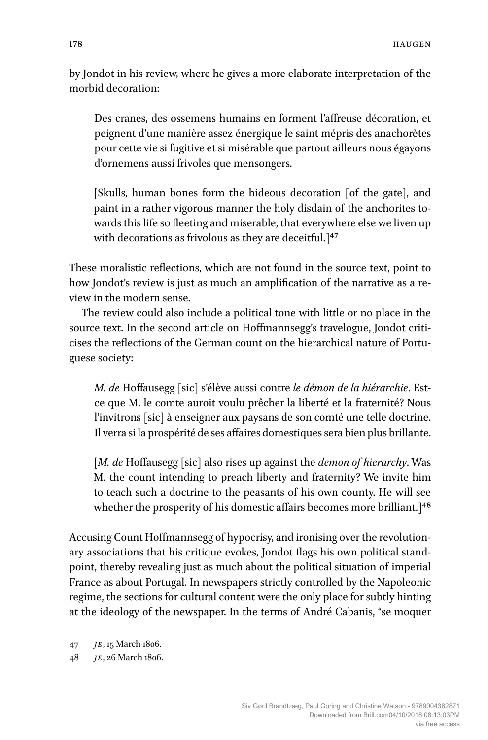by Jondot in his review, where he gives a more elaborate interpretation of the morbid decoration:

> Des cranes, des ossemens humains en forment l'affreuse décoration, et peignent d'une manière assez énergique le saint mépris des anachorètes pour cette vie si fugitive et si misérable que partout ailleurs nous égayons d'ornemens aussi frivoles que mensongers.
>
> [Skulls, human bones form the hideous decoration [of the gate], and paint in a rather vigorous manner the holy disdain of the anchorites towards this life so fleeting and miserable, that everywhere else we liven up with decorations as frivolous as they are deceitful.][47]

These moralistic reflections, which are not found in the source text, point to how Jondot's review is just as much an amplification of the narrative as a review in the modern sense.

The review could also include a political tone with little or no place in the source text. In the second article on Hoffmannsegg's travelogue, Jondot criticises the reflections of the German count on the hierarchical nature of Portuguese society:

> *M. de* Hoffausegg [sic] s'élève aussi contre *le démon de la hiérarchie*. Est-ce que M. le comte auroit voulu prêcher la liberté et la fraternité? Nous l'invitrons [sic] à enseigner aux paysans de son comté une telle doctrine. Il verra si la prospérité de ses affaires domestiques sera bien plus brillante.
>
> [*M. de* Hoffausegg [sic] also rises up against the *demon of hierarchy*. Was M. the count intending to preach liberty and fraternity? We invite him to teach such a doctrine to the peasants of his own county. He will see whether the prosperity of his domestic affairs becomes more brilliant.][48]

Accusing Count Hoffmannsegg of hypocrisy, and ironising over the revolutionary associations that his critique evokes, Jondot flags his own political standpoint, thereby revealing just as much about the political situation of imperial France as about Portugal. In newspapers strictly controlled by the Napoleonic regime, the sections for cultural content were the only place for subtly hinting at the ideology of the newspaper. In the terms of André Cabanis, "se moquer

47 *JE*, 15 March 1806.

48 *JE*, 26 March 1806.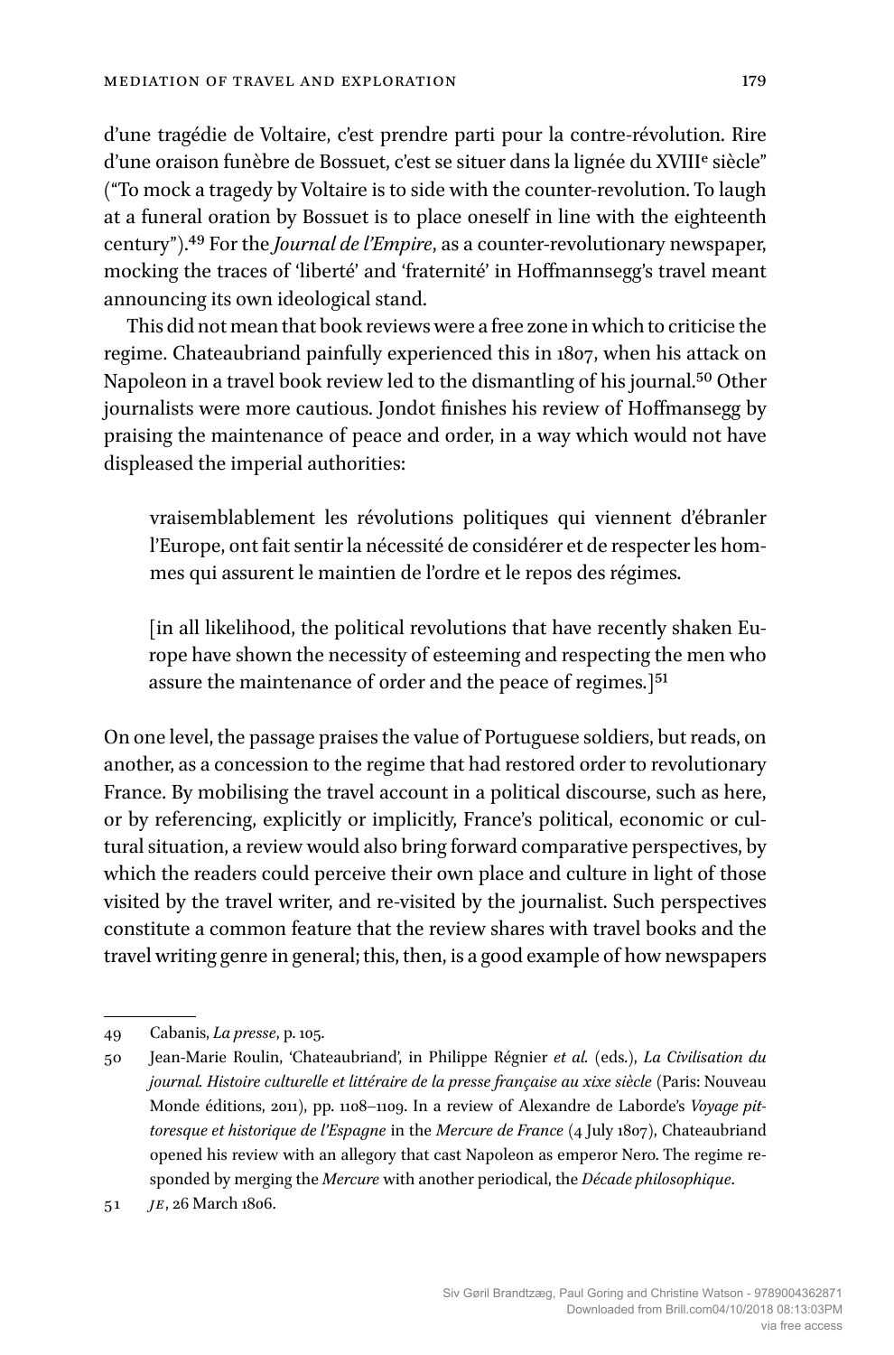d'une tragédie de Voltaire, c'est prendre parti pour la contre-révolution. Rire d'une oraison funèbre de Bossuet, c'est se situer dans la lignée du XVIIIe siècle" ("To mock a tragedy by Voltaire is to side with the counter-revolution. To laugh at a funeral oration by Bossuet is to place oneself in line with the eighteenth century").[49] For the *Journal de l'Empire*, as a counter-revolutionary newspaper, mocking the traces of 'liberté' and 'fraternité' in Hoffmannsegg's travel meant announcing its own ideological stand.

This did not mean that book reviews were a free zone in which to criticise the regime. Chateaubriand painfully experienced this in 1807, when his attack on Napoleon in a travel book review led to the dismantling of his journal.[50] Other journalists were more cautious. Jondot finishes his review of Hoffmansegg by praising the maintenance of peace and order, in a way which would not have displeased the imperial authorities:

> vraisemblablement les révolutions politiques qui viennent d'ébranler l'Europe, ont fait sentir la nécessité de considérer et de respecter les hommes qui assurent le maintien de l'ordre et le repos des régimes.
>
> [in all likelihood, the political revolutions that have recently shaken Europe have shown the necessity of esteeming and respecting the men who assure the maintenance of order and the peace of regimes.][51]

On one level, the passage praises the value of Portuguese soldiers, but reads, on another, as a concession to the regime that had restored order to revolutionary France. By mobilising the travel account in a political discourse, such as here, or by referencing, explicitly or implicitly, France's political, economic or cultural situation, a review would also bring forward comparative perspectives, by which the readers could perceive their own place and culture in light of those visited by the travel writer, and re-visited by the journalist. Such perspectives constitute a common feature that the review shares with travel books and the travel writing genre in general; this, then, is a good example of how newspapers

---

49 Cabanis, *La presse*, p. 105.

50 Jean-Marie Roulin, 'Chateaubriand', in Philippe Régnier *et al.* (eds.), *La Civilisation du journal. Histoire culturelle et littéraire de la presse française au xixe siècle* (Paris: Nouveau Monde éditions, 2011), pp. 1108–1109. In a review of Alexandre de Laborde's *Voyage pittoresque et historique de l'Espagne* in the *Mercure de France* (4 July 1807), Chateaubriand opened his review with an allegory that cast Napoleon as emperor Nero. The regime responded by merging the *Mercure* with another periodical, the *Décade philosophique*.

51 *JE*, 26 March 1806.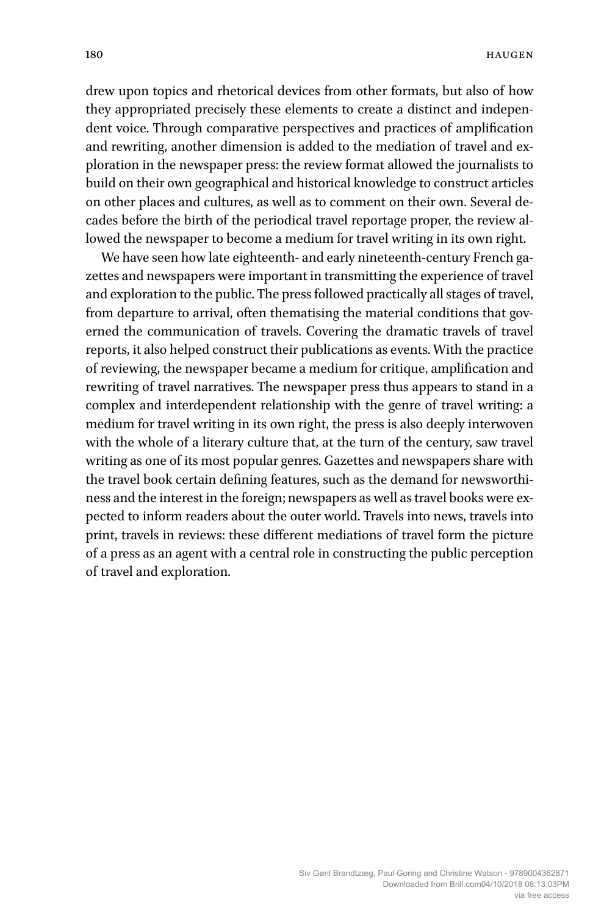drew upon topics and rhetorical devices from other formats, but also of how they appropriated precisely these elements to create a distinct and independent voice. Through comparative perspectives and practices of amplification and rewriting, another dimension is added to the mediation of travel and exploration in the newspaper press: the review format allowed the journalists to build on their own geographical and historical knowledge to construct articles on other places and cultures, as well as to comment on their own. Several decades before the birth of the periodical travel reportage proper, the review allowed the newspaper to become a medium for travel writing in its own right.

We have seen how late eighteenth- and early nineteenth-century French gazettes and newspapers were important in transmitting the experience of travel and exploration to the public. The press followed practically all stages of travel, from departure to arrival, often thematising the material conditions that governed the communication of travels. Covering the dramatic travels of travel reports, it also helped construct their publications as events. With the practice of reviewing, the newspaper became a medium for critique, amplification and rewriting of travel narratives. The newspaper press thus appears to stand in a complex and interdependent relationship with the genre of travel writing: a medium for travel writing in its own right, the press is also deeply interwoven with the whole of a literary culture that, at the turn of the century, saw travel writing as one of its most popular genres. Gazettes and newspapers share with the travel book certain defining features, such as the demand for newsworthiness and the interest in the foreign; newspapers as well as travel books were expected to inform readers about the outer world. Travels into news, travels into print, travels in reviews: these different mediations of travel form the picture of a press as an agent with a central role in constructing the public perception of travel and exploration.